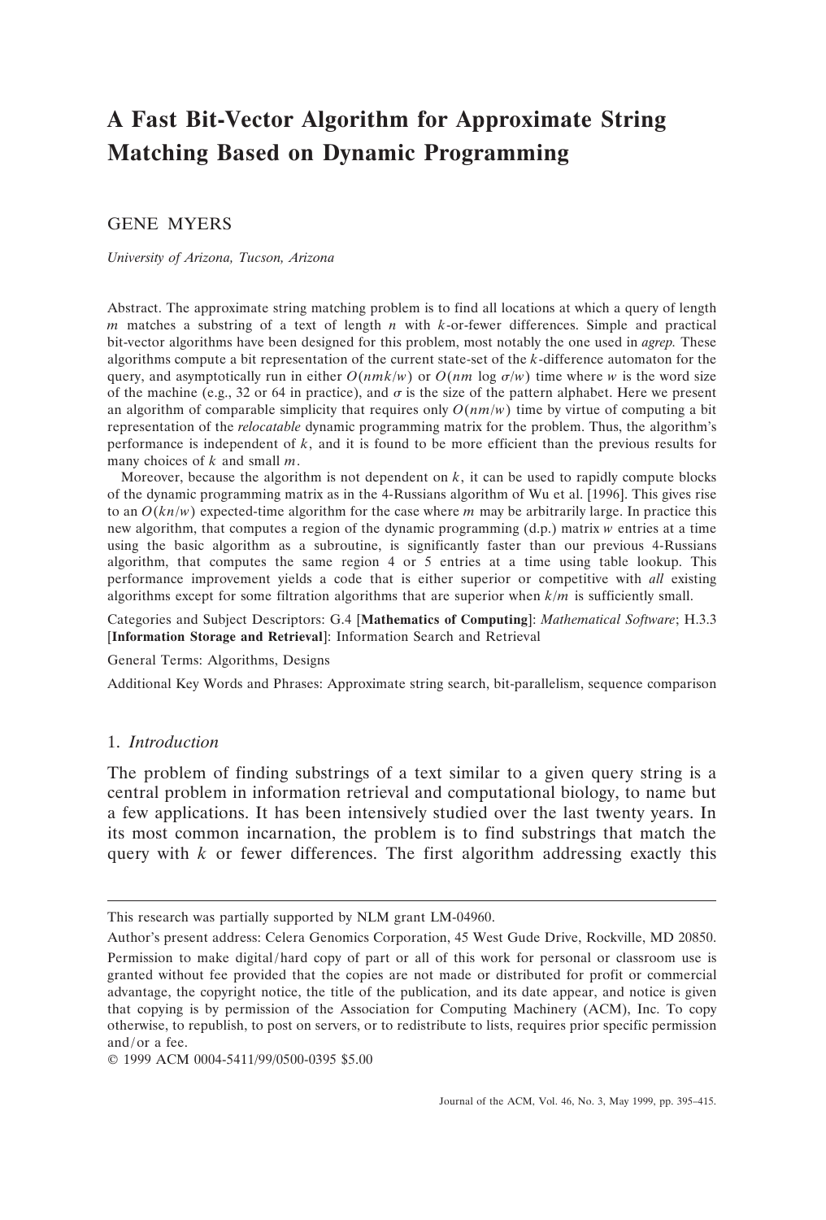# A Fast Bit-Vector Algorithm for Approximate String Matching Based on Dynamic Programming

GENE MYERS

*University of Arizona, Tucson, Arizona*

Abstract. The approximate string matching problem is to find all locations at which a query of length $m$ matches a substring of a text of length $n$ with $k$-or-fewer differences. Simple and practical bit-vector algorithms have been designed for this problem, most notably the one used in *agrep*. These algorithms compute a bit representation of the current state-set of the $k$-difference automaton for the query, and asymptotically run in either $O(nmk/w)$ or $O(nm \log \sigma/w)$ time where $w$ is the word size of the machine (e.g., 32 or 64 in practice), and $\sigma$ is the size of the pattern alphabet. Here we present an algorithm of comparable simplicity that requires only $O(nm/w)$ time by virtue of computing a bit representation of the *relocatable* dynamic programming matrix for the problem. Thus, the algorithm's performance is independent of $k$, and it is found to be more efficient than the previous results for many choices of $k$ and small $m$.

Moreover, because the algorithm is not dependent on $k$, it can be used to rapidly compute blocks of the dynamic programming matrix as in the 4-Russians algorithm of Wu et al. [1996]. This gives rise to an $O(kn/w)$ expected-time algorithm for the case where $m$ may be arbitrarily large. In practice this new algorithm, that computes a region of the dynamic programming (d.p.) matrix $w$ entries at a time using the basic algorithm as a subroutine, is significantly faster than our previous 4-Russians algorithm, that computes the same region 4 or 5 entries at a time using table lookup. This performance improvement yields a code that is either superior or competitive with *all* existing algorithms except for some filtration algorithms that are superior when $k/m$ is sufficiently small.

Categories and Subject Descriptors: G.4 [**Mathematics of Computing**]: *Mathematical Software*; H.3.3 [**Information Storage and Retrieval**]: Information Search and Retrieval

General Terms: Algorithms, Designs

Additional Key Words and Phrases: Approximate string search, bit-parallelism, sequence comparison

## 1. *Introduction*

The problem of finding substrings of a text similar to a given query string is a central problem in information retrieval and computational biology, to name but a few applications. It has been intensively studied over the last twenty years. In its most common incarnation, the problem is to find substrings that match the query with $k$ or fewer differences. The first algorithm addressing exactly this

---

This research was partially supported by NLM grant LM-04960.

Author's present address: Celera Genomics Corporation, 45 West Gude Drive, Rockville, MD 20850.

Permission to make digital/hard copy of part or all of this work for personal or classroom use is granted without fee provided that the copies are not made or distributed for profit or commercial advantage, the copyright notice, the title of the publication, and its date appear, and notice is given that copying is by permission of the Association for Computing Machinery (ACM), Inc. To copy otherwise, to republish, to post on servers, or to redistribute to lists, requires prior specific permission and/or a fee.

© 1999 ACM 0004-5411/99/0500-0395 $5.00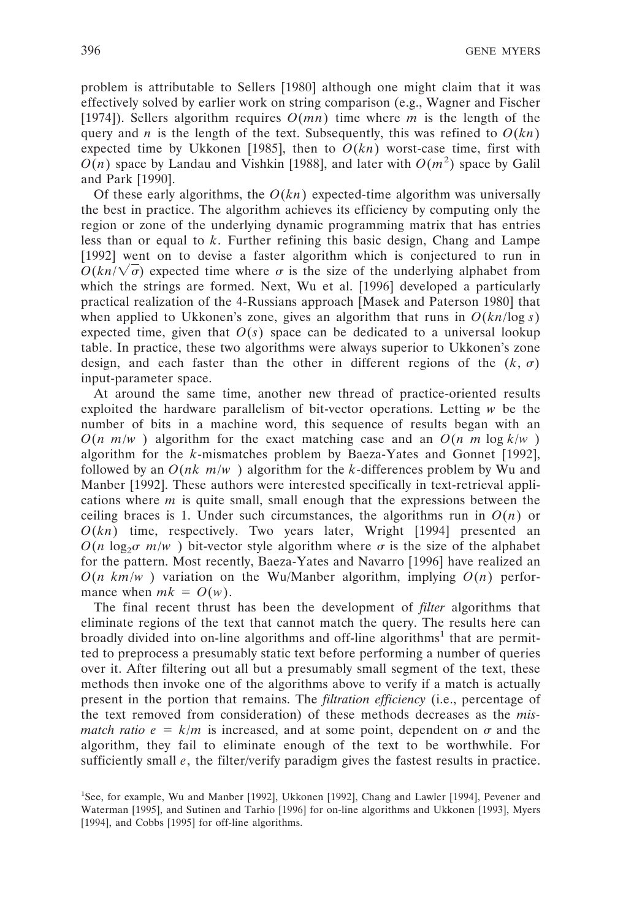problem is attributable to Sellers [1980] although one might claim that it was effectively solved by earlier work on string comparison (e.g., Wagner and Fischer [1974]). Sellers algorithm requires $O(mn)$ time where $m$ is the length of the query and $n$ is the length of the text. Subsequently, this was refined to $O(kn)$ expected time by Ukkonen [1985], then to $O(kn)$ worst-case time, first with $O(n)$ space by Landau and Vishkin [1988], and later with $O(m^2)$ space by Galil and Park [1990].

Of these early algorithms, the $O(kn)$ expected-time algorithm was universally the best in practice. The algorithm achieves its efficiency by computing only the region or zone of the underlying dynamic programming matrix that has entries less than or equal to $k$. Further refining this basic design, Chang and Lampe [1992] went on to devise a faster algorithm which is conjectured to run in $O(kn/\sqrt{\sigma})$ expected time where $\sigma$ is the size of the underlying alphabet from which the strings are formed. Next, Wu et al. [1996] developed a particularly practical realization of the 4-Russians approach [Masek and Paterson 1980] that when applied to Ukkonen's zone, gives an algorithm that runs in $O(kn/\log s)$ expected time, given that $O(s)$ space can be dedicated to a universal lookup table. In practice, these two algorithms were always superior to Ukkonen's zone design, and each faster than the other in different regions of the $(k, \sigma)$ input-parameter space.

At around the same time, another new thread of practice-oriented results exploited the hardware parallelism of bit-vector operations. Letting $w$ be the number of bits in a machine word, this sequence of results began with an $O(n \lceil m/w \rceil)$ algorithm for the exact matching case and an $O(n \lceil m \log k/w \rceil)$ algorithm for the $k$-mismatches problem by Baeza-Yates and Gonnet [1992], followed by an $O(nk \lceil m/w \rceil)$ algorithm for the $k$-differences problem by Wu and Manber [1992]. These authors were interested specifically in text-retrieval applications where $m$ is quite small, small enough that the expressions between the ceiling braces is 1. Under such circumstances, the algorithms run in $O(n)$ or $O(kn)$ time, respectively. Two years later, Wright [1994] presented an $O(n \log_2\sigma \lceil m/w \rceil)$ bit-vector style algorithm where $\sigma$ is the size of the alphabet for the pattern. Most recently, Baeza-Yates and Navarro [1996] have realized an $O(n \lceil km/w \rceil)$ variation on the Wu/Manber algorithm, implying $O(n)$ performance when $mk = O(w)$.

The final recent thrust has been the development of *filter* algorithms that eliminate regions of the text that cannot match the query. The results here can broadly divided into on-line algorithms and off-line algorithms[1] that are permitted to preprocess a presumably static text before performing a number of queries over it. After filtering out all but a presumably small segment of the text, these methods then invoke one of the algorithms above to verify if a match is actually present in the portion that remains. The *filtration efficiency* (i.e., percentage of the text removed from consideration) of these methods decreases as the *mismatch ratio* $e = k/m$ is increased, and at some point, dependent on $\sigma$ and the algorithm, they fail to eliminate enough of the text to be worthwhile. For sufficiently small $e$, the filter/verify paradigm gives the fastest results in practice.

[1] See, for example, Wu and Manber [1992], Ukkonen [1992], Chang and Lawler [1994], Pevener and Waterman [1995], and Sutinen and Tarhio [1996] for on-line algorithms and Ukkonen [1993], Myers [1994], and Cobbs [1995] for off-line algorithms.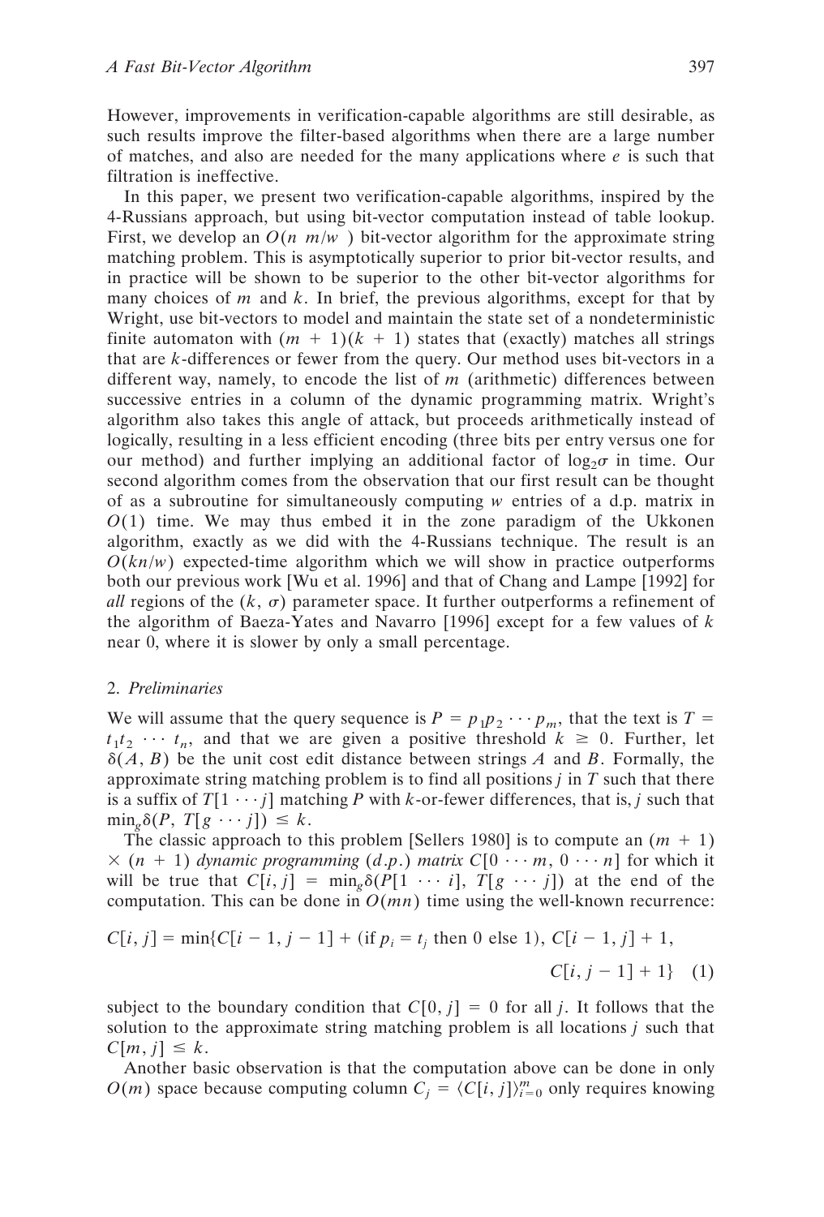However, improvements in verification-capable algorithms are still desirable, as such results improve the filter-based algorithms when there are a large number of matches, and also are needed for the many applications where $e$ is such that filtration is ineffective.

In this paper, we present two verification-capable algorithms, inspired by the 4-Russians approach, but using bit-vector computation instead of table lookup. First, we develop an $O(n \lceil m/w \rceil)$ bit-vector algorithm for the approximate string matching problem. This is asymptotically superior to prior bit-vector results, and in practice will be shown to be superior to the other bit-vector algorithms for many choices of $m$ and $k$. In brief, the previous algorithms, except for that by Wright, use bit-vectors to model and maintain the state set of a nondeterministic finite automaton with $(m + 1)(k + 1)$ states that (exactly) matches all strings that are $k$-differences or fewer from the query. Our method uses bit-vectors in a different way, namely, to encode the list of $m$ (arithmetic) differences between successive entries in a column of the dynamic programming matrix. Wright's algorithm also takes this angle of attack, but proceeds arithmetically instead of logically, resulting in a less efficient encoding (three bits per entry versus one for our method) and further implying an additional factor of $\log_2\sigma$ in time. Our second algorithm comes from the observation that our first result can be thought of as a subroutine for simultaneously computing $w$ entries of a d.p. matrix in $O(1)$ time. We may thus embed it in the zone paradigm of the Ukkonen algorithm, exactly as we did with the 4-Russians technique. The result is an $O(kn/w)$ expected-time algorithm which we will show in practice outperforms both our previous work [Wu et al. 1996] and that of Chang and Lampe [1992] for *all* regions of the $(k, \sigma)$ parameter space. It further outperforms a refinement of the algorithm of Baeza-Yates and Navarro [1996] except for a few values of $k$ near 0, where it is slower by only a small percentage.

## 2. *Preliminaries*

We will assume that the query sequence is $P = p_1p_2 \cdots p_m$, that the text is $T = t_1t_2 \cdots t_n$, and that we are given a positive threshold $k \geq 0$. Further, let $\delta(A, B)$ be the unit cost edit distance between strings $A$ and $B$. Formally, the approximate string matching problem is to find all positions $j$ in $T$ such that there is a suffix of $T[1 \cdots j]$ matching $P$ with $k$-or-fewer differences, that is, $j$ such that $\min_g \delta(P, T[g \cdots j]) \leq k$.

The classic approach to this problem [Sellers 1980] is to compute an $(m + 1) \times (n + 1)$ *dynamic programming* (*d.p.*) *matrix* $C[0 \cdots m, 0 \cdots n]$ for which it will be true that $C[i, j] = \min_g \delta(P[1 \cdots i], T[g \cdots j])$ at the end of the computation. This can be done in $O(mn)$ time using the well-known recurrence:

$$C[i, j] = \min\{C[i - 1, j - 1] + (\text{if } p_i = t_j \text{ then } 0 \text{ else } 1),\ C[i - 1, j] + 1,\ C[i, j - 1] + 1\} \quad (1)$$

subject to the boundary condition that $C[0, j] = 0$ for all $j$. It follows that the solution to the approximate string matching problem is all locations $j$ such that $C[m, j] \leq k$.

Another basic observation is that the computation above can be done in only $O(m)$ space because computing column $C_j = \langle C[i, j] \rangle_{i=0}^{m}$ only requires knowing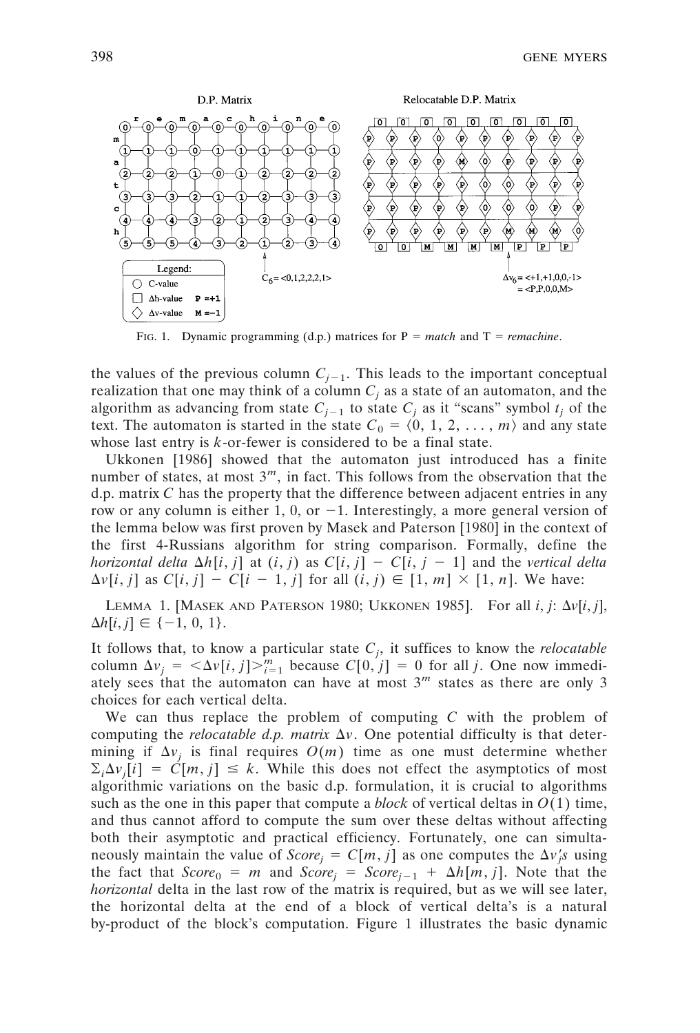FIG. 1. Dynamic programming (d.p.) matrices for P = *match* and T = *remachine*.

the values of the previous column $C_{j-1}$. This leads to the important conceptual realization that one may think of a column $C_j$ as a state of an automaton, and the algorithm as advancing from state $C_{j-1}$ to state $C_j$ as it "scans" symbol $t_j$ of the text. The automaton is started in the state $C_0 = \langle 0, 1, 2, \ldots, m \rangle$ and any state whose last entry is $k$-or-fewer is considered to be a final state.

Ukkonen [1986] showed that the automaton just introduced has a finite number of states, at most $3^m$, in fact. This follows from the observation that the d.p. matrix $C$ has the property that the difference between adjacent entries in any row or any column is either 1, 0, or $-1$. Interestingly, a more general version of the lemma below was first proven by Masek and Paterson [1980] in the context of the first 4-Russians algorithm for string comparison. Formally, define the *horizontal delta* $\Delta h[i, j]$ at $(i, j)$ as $C[i, j] - C[i, j-1]$ and the *vertical delta* $\Delta v[i, j]$ as $C[i, j] - C[i-1, j]$ for all $(i, j) \in [1, m] \times [1, n]$. We have:

LEMMA 1. [MASEK AND PATERSON 1980; UKKONEN 1985]. For all $i, j$: $\Delta v[i, j]$, $\Delta h[i, j] \in \{-1, 0, 1\}$.

It follows that, to know a particular state $C_j$, it suffices to know the *relocatable* column $\Delta v_j = \langle \Delta v[i, j] \rangle_{i=1}^{m}$ because $C[0, j] = 0$ for all $j$. One now immediately sees that the automaton can have at most $3^m$ states as there are only 3 choices for each vertical delta.

We can thus replace the problem of computing $C$ with the problem of computing the *relocatable d.p. matrix* $\Delta v$. One potential difficulty is that determining if $\Delta v_j$ is final requires $O(m)$ time as one must determine whether $\Sigma_i \Delta v_j[i] = C[m, j] \leq k$. While this does not effect the asymptotics of most algorithmic variations on the basic d.p. formulation, it is crucial to algorithms such as the one in this paper that compute a *block* of vertical deltas in $O(1)$ time, and thus cannot afford to compute the sum over these deltas without affecting both their asymptotic and practical efficiency. Fortunately, one can simultaneously maintain the value of $Score_j = C[m, j]$ as one computes the $\Delta v_j$'s using the fact that $Score_0 = m$ and $Score_j = Score_{j-1} + \Delta h[m, j]$. Note that the *horizontal* delta in the last row of the matrix is required, but as we will see later, the horizontal delta at the end of a block of vertical delta's is a natural by-product of the block's computation. Figure 1 illustrates the basic dynamic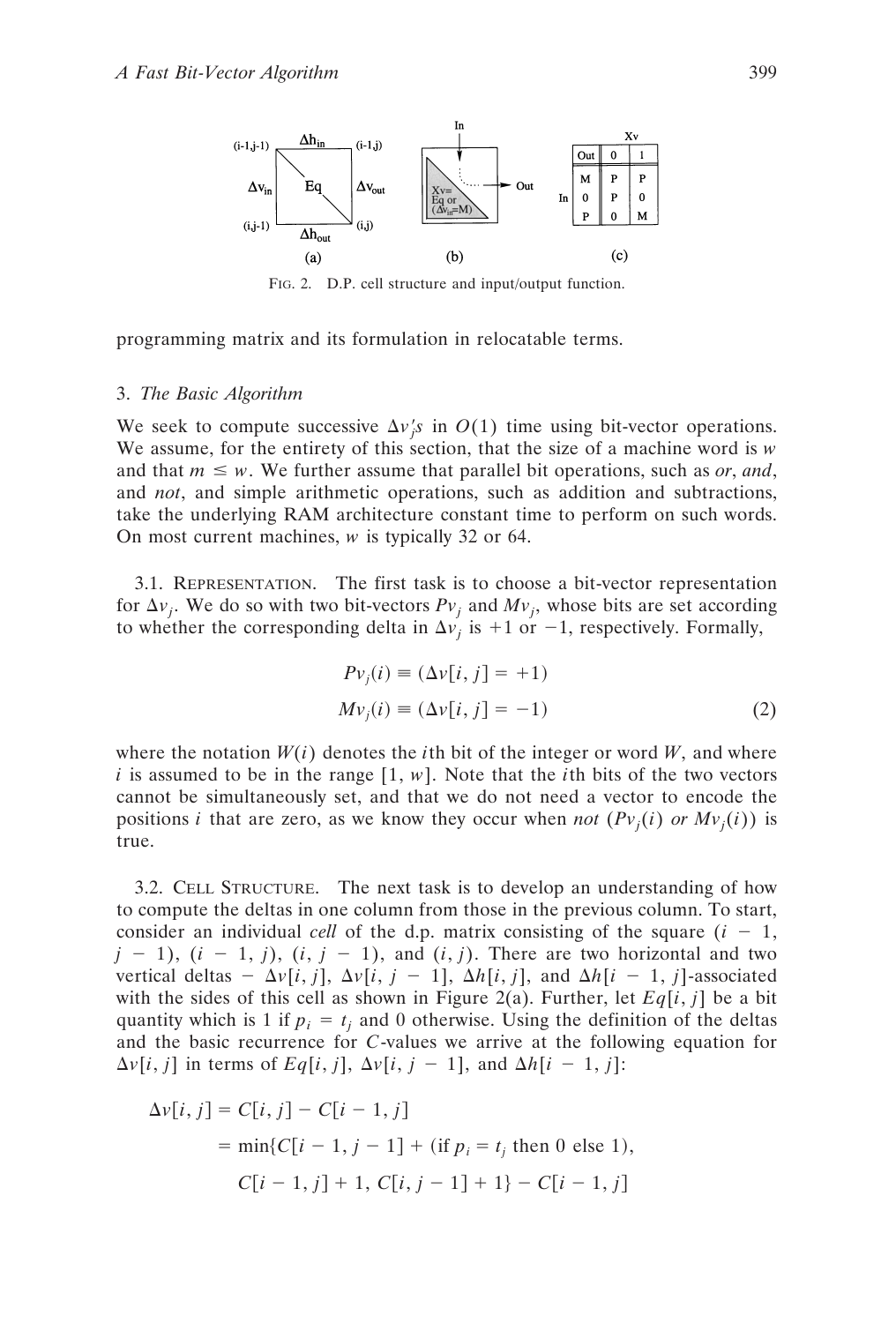FIG. 2. D.P. cell structure and input/output function.

programming matrix and its formulation in relocatable terms.

### 3. *The Basic Algorithm*

We seek to compute successive $\Delta v_j$'s in $O(1)$ time using bit-vector operations. We assume, for the entirety of this section, that the size of a machine word is $w$ and that $m \leq w$. We further assume that parallel bit operations, such as *or*, *and*, and *not*, and simple arithmetic operations, such as addition and subtractions, take the underlying RAM architecture constant time to perform on such words. On most current machines, $w$ is typically 32 or 64.

3.1. REPRESENTATION. The first task is to choose a bit-vector representation for $\Delta v_j$. We do so with two bit-vectors $Pv_j$ and $Mv_j$, whose bits are set according to whether the corresponding delta in $\Delta v_j$ is +1 or −1, respectively. Formally,

$$
\begin{aligned}
Pv_j(i) &\equiv (\Delta v[i, j] = +1) \\
Mv_j(i) &\equiv (\Delta v[i, j] = -1)
\end{aligned}
\tag{2}
$$

where the notation $W(i)$ denotes the $i$th bit of the integer or word $W$, and where $i$ is assumed to be in the range $[1, w]$. Note that the $i$th bits of the two vectors cannot be simultaneously set, and that we do not need a vector to encode the positions $i$ that are zero, as we know they occur when *not* ($Pv_j(i)$ *or* $Mv_j(i)$) is true.

3.2. CELL STRUCTURE. The next task is to develop an understanding of how to compute the deltas in one column from those in the previous column. To start, consider an individual *cell* of the d.p. matrix consisting of the square $(i-1, j-1)$, $(i-1, j)$, $(i, j-1)$, and $(i, j)$. There are two horizontal and two vertical deltas − $\Delta v[i, j]$, $\Delta v[i, j-1]$, $\Delta h[i, j]$, and $\Delta h[i-1, j]$-associated with the sides of this cell as shown in Figure 2(a). Further, let $Eq[i, j]$ be a bit quantity which is 1 if $p_i = t_j$ and 0 otherwise. Using the definition of the deltas and the basic recurrence for $C$-values we arrive at the following equation for $\Delta v[i, j]$ in terms of $Eq[i, j]$, $\Delta v[i, j-1]$, and $\Delta h[i-1, j]$:

$$
\begin{aligned}
\Delta v[i, j] &= C[i, j] - C[i-1, j] \\
&= \min\{C[i-1, j-1] + (\text{if } p_i = t_j \text{ then } 0 \text{ else } 1), \\
&\qquad C[i-1, j] + 1,\ C[i, j-1] + 1\} - C[i-1, j]
\end{aligned}
$$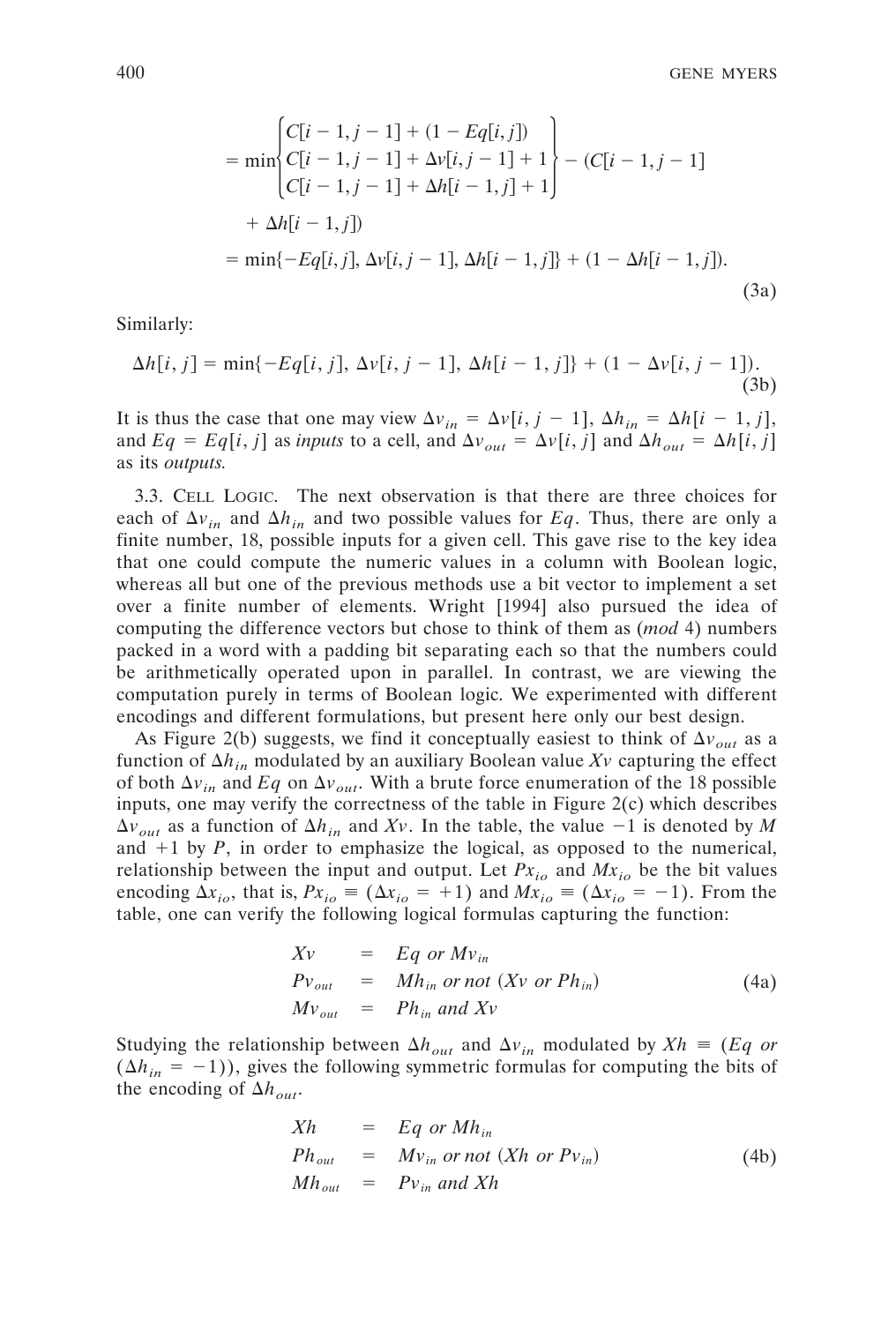$$
\begin{aligned}
&= \min\left\{\begin{matrix} C[i-1, j-1] + (1 - Eq[i,j]) \\ C[i-1, j-1] + \Delta v[i, j-1] + 1 \\ C[i-1, j-1] + \Delta h[i-1, j] + 1 \end{matrix}\right\} - (C[i-1, j-1] \\
&\quad + \Delta h[i-1, j]) \\
&= \min\{-Eq[i,j], \Delta v[i, j-1], \Delta h[i-1, j]\} + (1 - \Delta h[i-1, j]).
\end{aligned} \tag{3a}
$$

Similarly:

$$
\Delta h[i,j] = \min\{-Eq[i,j], \Delta v[i, j-1], \Delta h[i-1, j]\} + (1 - \Delta v[i, j-1]). \tag{3b}
$$

It is thus the case that one may view $\Delta v_{in} = \Delta v[i, j-1]$, $\Delta h_{in} = \Delta h[i-1, j]$, and $Eq = Eq[i, j]$ as *inputs* to a cell, and $\Delta v_{out} = \Delta v[i, j]$ and $\Delta h_{out} = \Delta h[i, j]$ as its *outputs*.

3.3. Cell Logic. The next observation is that there are three choices for each of $\Delta v_{in}$ and $\Delta h_{in}$ and two possible values for $Eq$. Thus, there are only a finite number, 18, possible inputs for a given cell. This gave rise to the key idea that one could compute the numeric values in a column with Boolean logic, whereas all but one of the previous methods use a bit vector to implement a set over a finite number of elements. Wright [1994] also pursued the idea of computing the difference vectors but chose to think of them as (*mod* 4) numbers packed in a word with a padding bit separating each so that the numbers could be arithmetically operated upon in parallel. In contrast, we are viewing the computation purely in terms of Boolean logic. We experimented with different encodings and different formulations, but present here only our best design.

As Figure 2(b) suggests, we find it conceptually easiest to think of $\Delta v_{out}$ as a function of $\Delta h_{in}$ modulated by an auxiliary Boolean value $Xv$ capturing the effect of both $\Delta v_{in}$ and $Eq$ on $\Delta v_{out}$. With a brute force enumeration of the 18 possible inputs, one may verify the correctness of the table in Figure 2(c) which describes $\Delta v_{out}$ as a function of $\Delta h_{in}$ and $Xv$. In the table, the value $-1$ is denoted by $M$ and $+1$ by $P$, in order to emphasize the logical, as opposed to the numerical, relationship between the input and output. Let $Px_{io}$ and $Mx_{io}$ be the bit values encoding $\Delta x_{io}$, that is, $Px_{io} \equiv (\Delta x_{io} = +1)$ and $Mx_{io} \equiv (\Delta x_{io} = -1)$. From the table, one can verify the following logical formulas capturing the function:

$$
\begin{aligned}
Xv &= Eq \text{ or } Mv_{in} \\
Pv_{out} &= Mh_{in} \text{ or not } (Xv \text{ or } Ph_{in}) \\
Mv_{out} &= Ph_{in} \text{ and } Xv
\end{aligned} \tag{4a}
$$

Studying the relationship between $\Delta h_{out}$ and $\Delta v_{in}$ modulated by $Xh \equiv (Eq \text{ or } (\Delta h_{in} = -1))$, gives the following symmetric formulas for computing the bits of the encoding of $\Delta h_{out}$.

$$
\begin{aligned}
Xh &= Eq \text{ or } Mh_{in} \\
Ph_{out} &= Mv_{in} \text{ or not } (Xh \text{ or } Pv_{in}) \\
Mh_{out} &= Pv_{in} \text{ and } Xh
\end{aligned} \tag{4b}
$$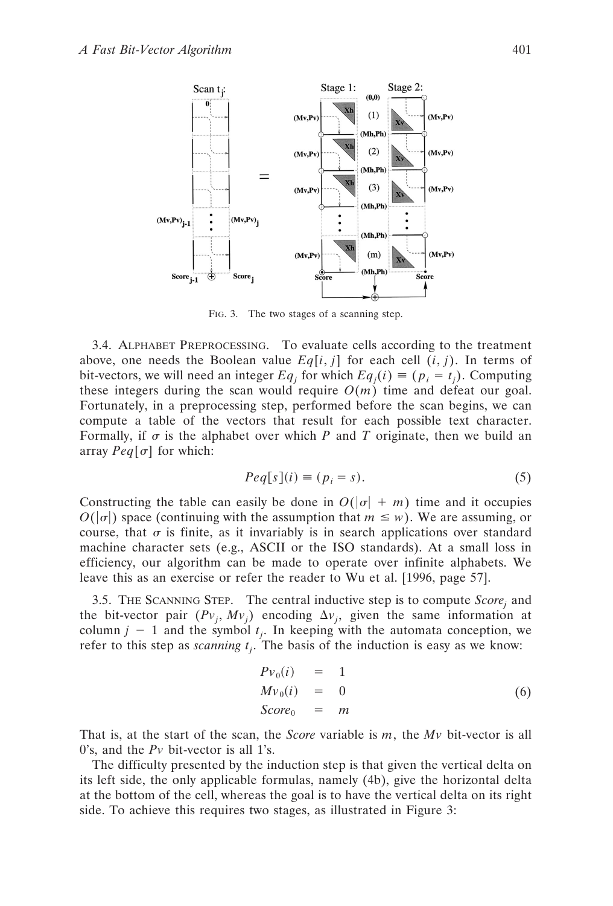FIG. 3. The two stages of a scanning step.

3.4. ALPHABET PREPROCESSING. To evaluate cells according to the treatment above, one needs the Boolean value $Eq[i, j]$ for each cell $(i, j)$. In terms of bit-vectors, we will need an integer $Eq_j$ for which $Eq_j(i) \equiv (p_i = t_j)$. Computing these integers during the scan would require $O(m)$ time and defeat our goal. Fortunately, in a preprocessing step, performed before the scan begins, we can compute a table of the vectors that result for each possible text character. Formally, if $\sigma$ is the alphabet over which $P$ and $T$ originate, then we build an array $Peq[\sigma]$ for which:

$$Peq[s](i) \equiv (p_i = s). \tag{5}$$

Constructing the table can easily be done in $O(|\sigma| + m)$ time and it occupies $O(|\sigma|)$ space (continuing with the assumption that $m \le w$). We are assuming, or course, that $\sigma$ is finite, as it invariably is in search applications over standard machine character sets (e.g., ASCII or the ISO standards). At a small loss in efficiency, our algorithm can be made to operate over infinite alphabets. We leave this as an exercise or refer the reader to Wu et al. [1996, page 57].

3.5. THE SCANNING STEP. The central inductive step is to compute $Score_j$ and the bit-vector pair $(Pv_j, Mv_j)$ encoding $\Delta v_j$, given the same information at column $j - 1$ and the symbol $t_j$. In keeping with the automata conception, we refer to this step as *scanning* $t_j$. The basis of the induction is easy as we know:

$$\begin{aligned} Pv_0(i) &= 1 \\ Mv_0(i) &= 0 \\ Score_0 &= m \end{aligned} \tag{6}$$

That is, at the start of the scan, the *Score* variable is $m$, the $Mv$ bit-vector is all 0's, and the $Pv$ bit-vector is all 1's.

The difficulty presented by the induction step is that given the vertical delta on its left side, the only applicable formulas, namely (4b), give the horizontal delta at the bottom of the cell, whereas the goal is to have the vertical delta on its right side. To achieve this requires two stages, as illustrated in Figure 3: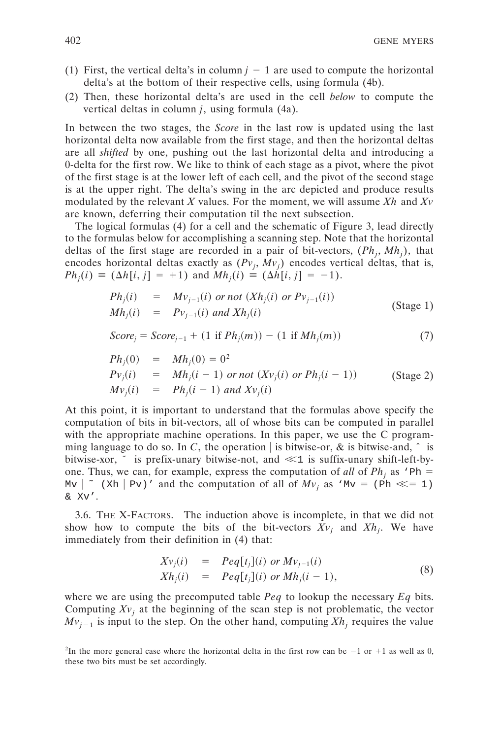(1) First, the vertical delta's in column $j - 1$ are used to compute the horizontal delta's at the bottom of their respective cells, using formula (4b).
(2) Then, these horizontal delta's are used in the cell *below* to compute the vertical deltas in column $j$, using formula (4a).

In between the two stages, the *Score* in the last row is updated using the last horizontal delta now available from the first stage, and then the horizontal deltas are all *shifted* by one, pushing out the last horizontal delta and introducing a 0-delta for the first row. We like to think of each stage as a pivot, where the pivot of the first stage is at the lower left of each cell, and the pivot of the second stage is at the upper right. The delta's swing in the arc depicted and produce results modulated by the relevant $X$ values. For the moment, we will assume $Xh$ and $Xv$ are known, deferring their computation til the next subsection.

The logical formulas (4) for a cell and the schematic of Figure 3, lead directly to the formulas below for accomplishing a scanning step. Note that the horizontal deltas of the first stage are recorded in a pair of bit-vectors, $(Ph_j, Mh_j)$, that encodes horizontal deltas exactly as $(Pv_j, Mv_j)$ encodes vertical deltas, that is, $Ph_j(i) \equiv (\Delta h[i, j] = +1)$ and $Mh_j(i) \equiv (\Delta h[i, j] = -1)$.

$$
\begin{aligned}
Ph_j(i) &= Mv_{j-1}(i) \text{ or not } (Xh_j(i) \text{ or } Pv_{j-1}(i)) \\
Mh_j(i) &= Pv_{j-1}(i) \text{ and } Xh_j(i)
\end{aligned}
\qquad \text{(Stage 1)}
$$

$$
Score_j = Score_{j-1} + (1 \text{ if } Ph_j(m)) - (1 \text{ if } Mh_j(m)) \tag{7}
$$

$$
\begin{aligned}
Ph_j(0) &= Mh_j(0) = 0^2 \\
Pv_j(i) &= Mh_j(i-1) \text{ or not } (Xv_j(i) \text{ or } Ph_j(i-1)) \\
Mv_j(i) &= Ph_j(i-1) \text{ and } Xv_j(i)
\end{aligned}
\qquad \text{(Stage 2)}
$$

At this point, it is important to understand that the formulas above specify the computation of bits in bit-vectors, all of whose bits can be computed in parallel with the appropriate machine operations. In this paper, we use the C programming language to do so. In $C$, the operation | is bitwise-or, & is bitwise-and, ^ is bitwise-xor, ~ is prefix-unary bitwise-not, and `<<1` is suffix-unary shift-left-by-one. Thus, we can, for example, express the computation of *all* of $Ph_j$ as `'Ph = Mv | ~ (Xh | Pv)'` and the computation of all of $Mv_j$ as `'Mv = (Ph <<= 1) & Xv'`.

### 3.6. The X-Factors.

The induction above is incomplete, in that we did not show how to compute the bits of the bit-vectors $Xv_j$ and $Xh_j$. We have immediately from their definition in (4) that:

$$
\begin{aligned}
Xv_j(i) &= Peq[t_j](i) \text{ or } Mv_{j-1}(i) \\
Xh_j(i) &= Peq[t_j](i) \text{ or } Mh_j(i-1),
\end{aligned}
\tag{8}
$$

where we are using the precomputed table $Peq$ to lookup the necessary $Eq$ bits. Computing $Xv_j$ at the beginning of the scan step is not problematic, the vector $Mv_{j-1}$ is input to the step. On the other hand, computing $Xh_j$ requires the value

[2] In the more general case where the horizontal delta in the first row can be $-1$ or $+1$ as well as 0, these two bits must be set accordingly.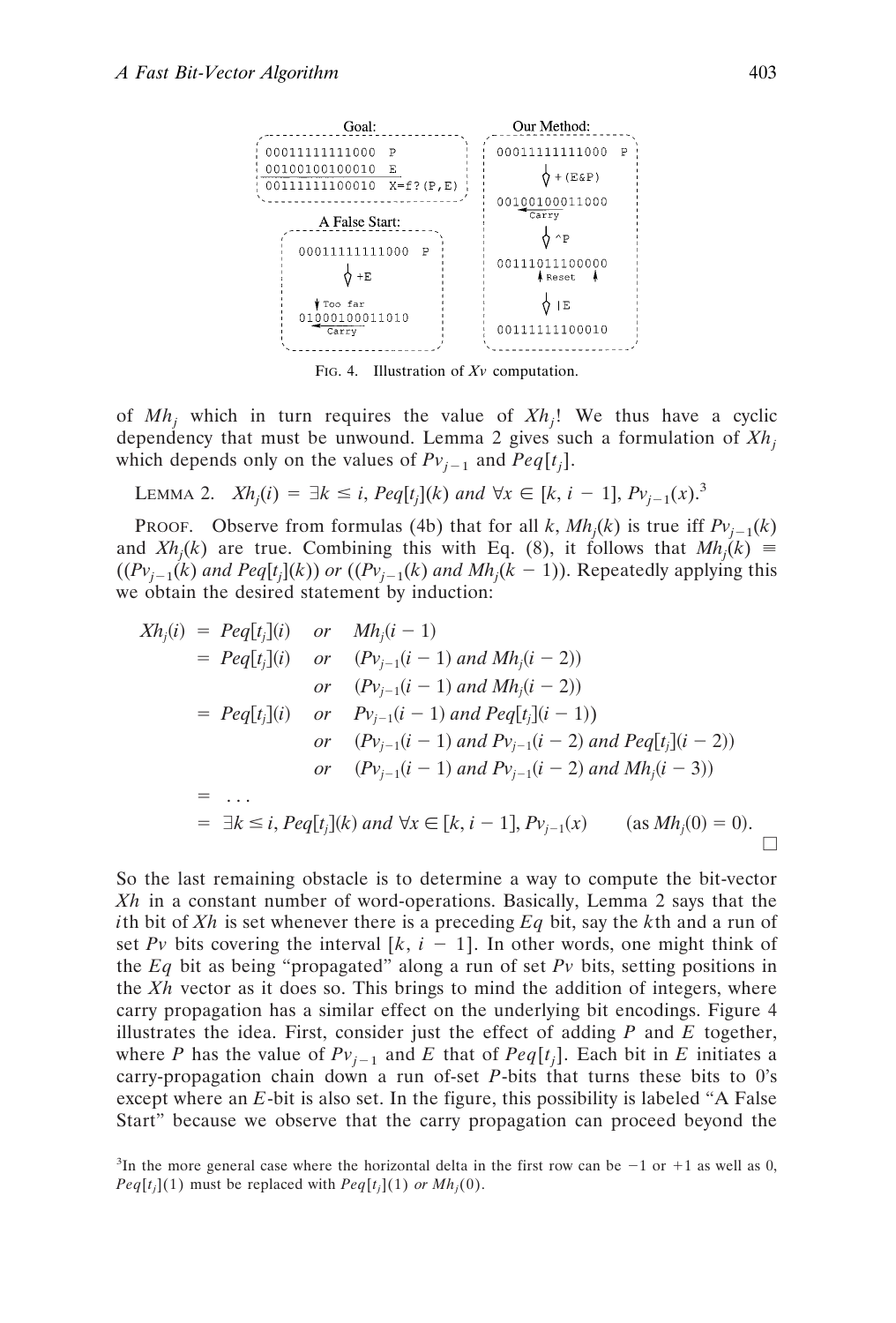```
Goal:
00011111111000  P
00100100100010  E
00111111100010  X=f?(P,E)

A False Start:
00011111111000  P
      |  +E
      v
 Too far
01000100011010
 <-- Carry

Our Method:
00011111111000  P
      |  +(E&P)
      v
00100100011000
 <-- Carry
      |  ^P
      v
00111011100000
   ^ Reset ^
      |  |E
      v
00111111100010
```

FIG. 4. Illustration of $Xv$ computation.

of $Mh_j$ which in turn requires the value of $Xh_j$! We thus have a cyclic dependency that must be unwound. Lemma 2 gives such a formulation of $Xh_j$ which depends only on the values of $Pv_{j-1}$ and $Peq[t_j]$.

LEMMA 2. $Xh_j(i) = \exists k \leq i$, $Peq[t_j](k)$ *and* $\forall x \in [k, i-1]$, $Pv_{j-1}(x)$.[3]

PROOF. Observe from formulas (4b) that for all $k$, $Mh_j(k)$ is true iff $Pv_{j-1}(k)$ and $Xh_j(k)$ are true. Combining this with Eq. (8), it follows that $Mh_j(k) \equiv ((Pv_{j-1}(k)$ *and* $Peq[t_j](k))$ *or* $((Pv_{j-1}(k)$ *and* $Mh_j(k-1))$. Repeatedly applying this we obtain the desired statement by induction:

$$
\begin{aligned}
Xh_j(i) &= Peq[t_j](i) \quad \textit{or} \quad Mh_j(i-1) \\
&= Peq[t_j](i) \quad \textit{or} \quad (Pv_{j-1}(i-1) \textit{ and } Mh_j(i-2)) \\
&\qquad\qquad\quad\;\; \textit{or} \quad (Pv_{j-1}(i-1) \textit{ and } Mh_j(i-2)) \\
&= Peq[t_j](i) \quad \textit{or} \quad Pv_{j-1}(i-1) \textit{ and } Peq[t_j](i-1)) \\
&\qquad\qquad\quad\;\; \textit{or} \quad (Pv_{j-1}(i-1) \textit{ and } Pv_{j-1}(i-2) \textit{ and } Peq[t_j](i-2)) \\
&\qquad\qquad\quad\;\; \textit{or} \quad (Pv_{j-1}(i-1) \textit{ and } Pv_{j-1}(i-2) \textit{ and } Mh_j(i-3)) \\
&= \ldots \\
&= \exists k \leq i, Peq[t_j](k) \textit{ and } \forall x \in [k, i-1], Pv_{j-1}(x) \qquad (\text{as } Mh_j(0) = 0).
\end{aligned}
$$

□

So the last remaining obstacle is to determine a way to compute the bit-vector $Xh$ in a constant number of word-operations. Basically, Lemma 2 says that the $i$th bit of $Xh$ is set whenever there is a preceding $Eq$ bit, say the $k$th and a run of set $Pv$ bits covering the interval $[k, i-1]$. In other words, one might think of the $Eq$ bit as being "propagated" along a run of set $Pv$ bits, setting positions in the $Xh$ vector as it does so. This brings to mind the addition of integers, where carry propagation has a similar effect on the underlying bit encodings. Figure 4 illustrates the idea. First, consider just the effect of adding $P$ and $E$ together, where $P$ has the value of $Pv_{j-1}$ and $E$ that of $Peq[t_j]$. Each bit in $E$ initiates a carry-propagation chain down a run of-set $P$-bits that turns these bits to 0's except where an $E$-bit is also set. In the figure, this possibility is labeled "A False Start" because we observe that the carry propagation can proceed beyond the

[3] In the more general case where the horizontal delta in the first row can be $-1$ or $+1$ as well as 0, $Peq[t_j](1)$ must be replaced with $Peq[t_j](1)$ *or* $Mh_j(0)$.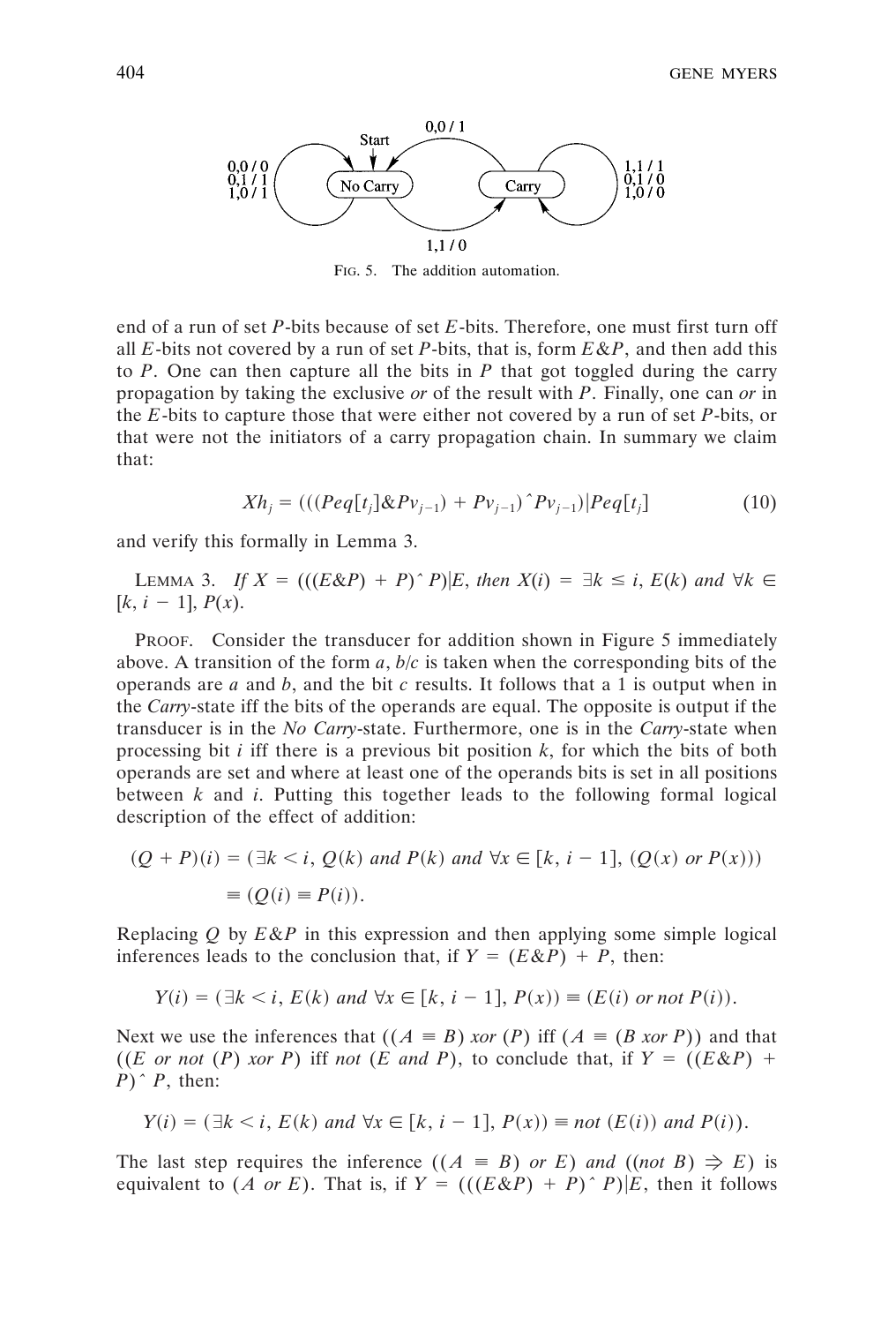FIG. 5. The addition automation.

end of a run of set $P$-bits because of set $E$-bits. Therefore, one must first turn off all $E$-bits not covered by a run of set $P$-bits, that is, form $E\&P$, and then add this to $P$. One can then capture all the bits in $P$ that got toggled during the carry propagation by taking the exclusive *or* of the result with $P$. Finally, one can *or* in the $E$-bits to capture those that were either not covered by a run of set $P$-bits, or that were not the initiators of a carry propagation chain. In summary we claim that:

$$Xh_j = (((Peq[t_j]\&Pv_{j-1}) + Pv_{j-1})\hat{}\,Pv_{j-1})|Peq[t_j] \tag{10}$$

and verify this formally in Lemma 3.

LEMMA 3. *If* $X = (((E\&P) + P)\hat{}\,P)|E$, *then* $X(i) = \exists k \leq i$, $E(k)$ *and* $\forall k \in [k, i-1]$, $P(x)$.

PROOF. Consider the transducer for addition shown in Figure 5 immediately above. A transition of the form $a$, $b/c$ is taken when the corresponding bits of the operands are $a$ and $b$, and the bit $c$ results. It follows that a 1 is output when in the *Carry*-state iff the bits of the operands are equal. The opposite is output if the transducer is in the *No Carry*-state. Furthermore, one is in the *Carry*-state when processing bit $i$ iff there is a previous bit position $k$, for which the bits of both operands are set and where at least one of the operands bits is set in all positions between $k$ and $i$. Putting this together leads to the following formal logical description of the effect of addition:

$$\begin{aligned}(Q + P)(i) &= (\exists k < i,\ Q(k) \textit{ and } P(k) \textit{ and } \forall x \in [k, i-1],\ (Q(x) \textit{ or } P(x))) \\ &\equiv (Q(i) \equiv P(i)).\end{aligned}$$

Replacing $Q$ by $E\&P$ in this expression and then applying some simple logical inferences leads to the conclusion that, if $Y = (E\&P) + P$, then:

$$Y(i) = (\exists k < i,\ E(k) \textit{ and } \forall x \in [k, i-1],\ P(x)) \equiv (E(i) \textit{ or not } P(i)).$$

Next we use the inferences that $((A \equiv B)$ *xor* $(P)$ iff $(A \equiv (B$ *xor* $P))$ and that $((E$ *or not* $(P)$ *xor* $P)$ iff *not* $(E$ *and* $P)$, to conclude that, if $Y = ((E\&P) + P)\hat{}\,P$, then:

$$Y(i) = (\exists k < i,\ E(k) \textit{ and } \forall x \in [k, i-1],\ P(x)) \equiv \textit{not } (E(i)) \textit{ and } P(i)).$$

The last step requires the inference $((A \equiv B)$ *or* $E)$ *and* $((\textit{not } B) \Rightarrow E)$ is equivalent to $(A$ *or* $E)$. That is, if $Y = (((E\&P) + P)\hat{}\,P)|E$, then it follows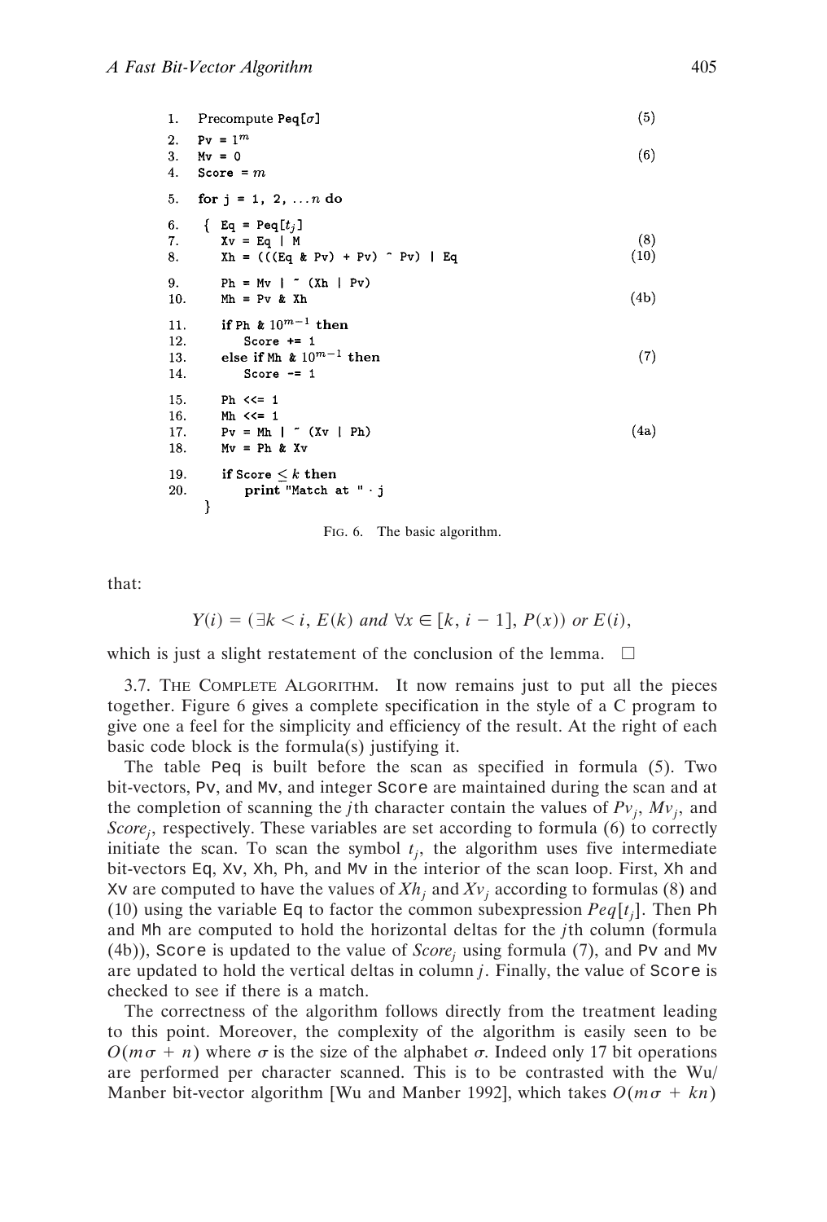```
1.  Precompute Peq[σ]                                   (5)
2.  Pv = 1^m
3.  Mv = 0                                               (6)
4.  Score = m

5.  for j = 1, 2, ...n do

6.  { Eq = Peq[t_j]
7.    Xv = Eq | M                                        (8)
8.    Xh = (((Eq & Pv) + Pv) ^ Pv) | Eq                  (10)

9.    Ph = Mv | ~ (Xh | Pv)
10.   Mh = Pv & Xh                                       (4b)

11.   if Ph & 10^(m-1) then
12.     Score += 1
13.   else if Mh & 10^(m-1) then                         (7)
14.     Score -= 1

15.   Ph <<= 1
16.   Mh <<= 1
17.   Pv = Mh | ~ (Xv | Ph)                              (4a)
18.   Mv = Ph & Xv

19.   if Score ≤ k then
20.     print "Match at " · j
  }
```

FIG. 6. The basic algorithm.

that:

$$Y(i) = (\exists k < i, E(k) \text{ and } \forall x \in [k, i-1], P(x)) \text{ or } E(i),$$

which is just a slight restatement of the conclusion of the lemma. □

3.7. THE COMPLETE ALGORITHM. It now remains just to put all the pieces together. Figure 6 gives a complete specification in the style of a C program to give one a feel for the simplicity and efficiency of the result. At the right of each basic code block is the formula(s) justifying it.

The table Peq is built before the scan as specified in formula (5). Two bit-vectors, Pv, and Mv, and integer Score are maintained during the scan and at the completion of scanning the $j$th character contain the values of $Pv_j$, $Mv_j$, and $Score_j$, respectively. These variables are set according to formula (6) to correctly initiate the scan. To scan the symbol $t_j$, the algorithm uses five intermediate bit-vectors Eq, Xv, Xh, Ph, and Mv in the interior of the scan loop. First, Xh and Xv are computed to have the values of $Xh_j$ and $Xv_j$ according to formulas (8) and (10) using the variable Eq to factor the common subexpression $Peq[t_j]$. Then Ph and Mh are computed to hold the horizontal deltas for the $j$th column (formula (4b)), Score is updated to the value of $Score_j$ using formula (7), and Pv and Mv are updated to hold the vertical deltas in column $j$. Finally, the value of Score is checked to see if there is a match.

The correctness of the algorithm follows directly from the treatment leading to this point. Moreover, the complexity of the algorithm is easily seen to be $O(m\sigma + n)$ where $\sigma$ is the size of the alphabet $\sigma$. Indeed only 17 bit operations are performed per character scanned. This is to be contrasted with the Wu/Manber bit-vector algorithm [Wu and Manber 1992], which takes $O(m\sigma + kn)$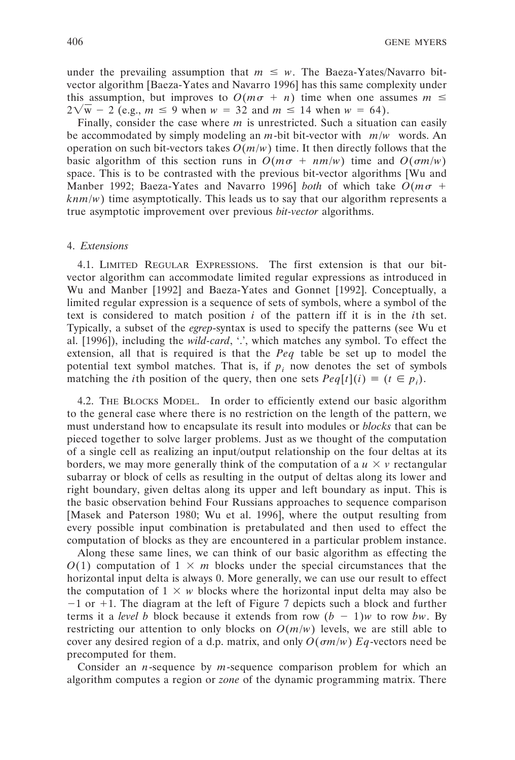under the prevailing assumption that $m \leq w$. The Baeza-Yates/Navarro bit-vector algorithm [Baeza-Yates and Navarro 1996] has this same complexity under this assumption, but improves to $O(m\sigma + n)$ time when one assumes $m \leq 2\sqrt{w} - 2$ (e.g., $m \leq 9$ when $w = 32$ and $m \leq 14$ when $w = 64$).

Finally, consider the case where $m$ is unrestricted. Such a situation can easily be accommodated by simply modeling an $m$-bit bit-vector with $\lceil m/w \rceil$ words. An operation on such bit-vectors takes $O(m/w)$ time. It then directly follows that the basic algorithm of this section runs in $O(m\sigma + nm/w)$ time and $O(\sigma m/w)$ space. This is to be contrasted with the previous bit-vector algorithms [Wu and Manber 1992; Baeza-Yates and Navarro 1996] *both* of which take $O(m\sigma + knm/w)$ time asymptotically. This leads us to say that our algorithm represents a true asymptotic improvement over previous *bit-vector* algorithms.

## 4. *Extensions*

4.1. Limited Regular Expressions. The first extension is that our bit-vector algorithm can accommodate limited regular expressions as introduced in Wu and Manber [1992] and Baeza-Yates and Gonnet [1992]. Conceptually, a limited regular expression is a sequence of sets of symbols, where a symbol of the text is considered to match position $i$ of the pattern iff it is in the $i$th set. Typically, a subset of the *egrep*-syntax is used to specify the patterns (see Wu et al. [1996]), including the *wild-card*, '.', which matches any symbol. To effect the extension, all that is required is that the $Peq$ table be set up to model the potential text symbol matches. That is, if $p_i$ now denotes the set of symbols matching the $i$th position of the query, then one sets $Peq[t](i) \equiv (t \in p_i)$.

4.2. The Blocks Model. In order to efficiently extend our basic algorithm to the general case where there is no restriction on the length of the pattern, we must understand how to encapsulate its result into modules or *blocks* that can be pieced together to solve larger problems. Just as we thought of the computation of a single cell as realizing an input/output relationship on the four deltas at its borders, we may more generally think of the computation of a $u \times v$ rectangular subarray or block of cells as resulting in the output of deltas along its lower and right boundary, given deltas along its upper and left boundary as input. This is the basic observation behind Four Russians approaches to sequence comparison [Masek and Paterson 1980; Wu et al. 1996], where the output resulting from every possible input combination is pretabulated and then used to effect the computation of blocks as they are encountered in a particular problem instance.

Along these same lines, we can think of our basic algorithm as effecting the $O(1)$ computation of $1 \times m$ blocks under the special circumstances that the horizontal input delta is always 0. More generally, we can use our result to effect the computation of $1 \times w$ blocks where the horizontal input delta may also be $-1$ or $+1$. The diagram at the left of Figure 7 depicts such a block and further terms it a *level b* block because it extends from row $(b - 1)w$ to row $bw$. By restricting our attention to only blocks on $O(m/w)$ levels, we are still able to cover any desired region of a d.p. matrix, and only $O(\sigma m/w)$ $Eq$-vectors need be precomputed for them.

Consider an $n$-sequence by $m$-sequence comparison problem for which an algorithm computes a region or *zone* of the dynamic programming matrix. There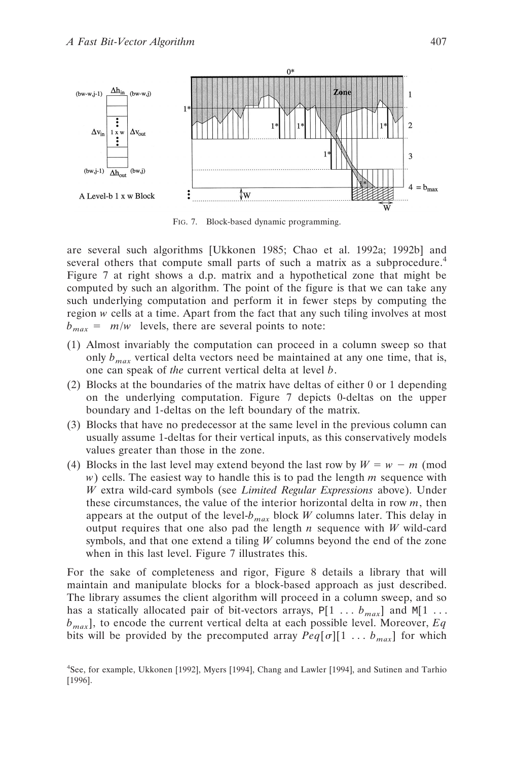FIG. 7. Block-based dynamic programming.

are several such algorithms [Ukkonen 1985; Chao et al. 1992a; 1992b] and several others that compute small parts of such a matrix as a subprocedure.[4] Figure 7 at right shows a d.p. matrix and a hypothetical zone that might be computed by such an algorithm. The point of the figure is that we can take any such underlying computation and perform it in fewer steps by computing the region $w$ cells at a time. Apart from the fact that any such tiling involves at most $b_{max} = \lceil m/w \rceil$ levels, there are several points to note:

(1) Almost invariably the computation can proceed in a column sweep so that only $b_{max}$ vertical delta vectors need be maintained at any one time, that is, one can speak of *the* current vertical delta at level $b$.
(2) Blocks at the boundaries of the matrix have deltas of either 0 or 1 depending on the underlying computation. Figure 7 depicts 0-deltas on the upper boundary and 1-deltas on the left boundary of the matrix.
(3) Blocks that have no predecessor at the same level in the previous column can usually assume 1-deltas for their vertical inputs, as this conservatively models values greater than those in the zone.
(4) Blocks in the last level may extend beyond the last row by $W = w - m$ (mod $w$) cells. The easiest way to handle this is to pad the length $m$ sequence with $W$ extra wild-card symbols (see *Limited Regular Expressions* above). Under these circumstances, the value of the interior horizontal delta in row $m$, then appears at the output of the level-$b_{max}$ block $W$ columns later. This delay in output requires that one also pad the length $n$ sequence with $W$ wild-card symbols, and that one extend a tiling $W$ columns beyond the end of the zone when in this last level. Figure 7 illustrates this.

For the sake of completeness and rigor, Figure 8 details a library that will maintain and manipulate blocks for a block-based approach as just described. The library assumes the client algorithm will proceed in a column sweep, and so has a statically allocated pair of bit-vectors arrays, P[1 ... $b_{max}$] and M[1 ... $b_{max}$], to encode the current vertical delta at each possible level. Moreover, $Eq$ bits will be provided by the precomputed array $Peq[\sigma][1 \ldots b_{max}]$ for which

[4] See, for example, Ukkonen [1992], Myers [1994], Chang and Lawler [1994], and Sutinen and Tarhio [1996].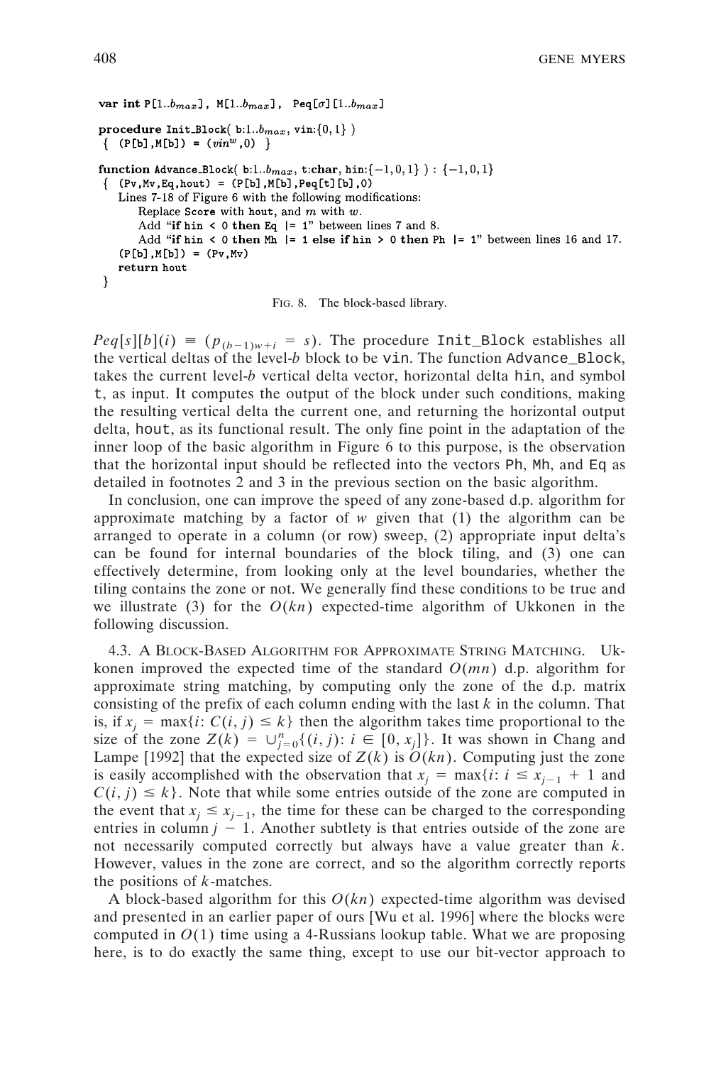```
var int P[1..b_max], M[1..b_max], Peq[σ][1..b_max]

procedure Init_Block( b:1..b_max, vin:{0,1} )
 { (P[b],M[b]) = (vin^w,0) }

function Advance_Block( b:1..b_max, t:char, hin:{-1,0,1} ) : {-1,0,1}
 { (Pv,Mv,Eq,hout) = (P[b],M[b],Peq[t][b],0)
    Lines 7-18 of Figure 6 with the following modifications:
       Replace Score with hout, and m with w.
       Add "if hin < 0 then Eq |= 1" between lines 7 and 8.
       Add "if hin < 0 then Mh |= 1 else if hin > 0 then Ph |= 1" between lines 16 and 17.
    (P[b],M[b]) = (Pv,Mv)
    return hout
 }
```

FIG. 8. The block-based library.

$Peq[s][b](i) \equiv (p_{(b-1)w+i} = s)$. The procedure `Init_Block` establishes all the vertical deltas of the level-$b$ block to be `vin`. The function `Advance_Block`, takes the current level-$b$ vertical delta vector, horizontal delta `hin`, and symbol `t`, as input. It computes the output of the block under such conditions, making the resulting vertical delta the current one, and returning the horizontal output delta, `hout`, as its functional result. The only fine point in the adaptation of the inner loop of the basic algorithm in Figure 6 to this purpose, is the observation that the horizontal input should be reflected into the vectors `Ph`, `Mh`, and `Eq` as detailed in footnotes 2 and 3 in the previous section on the basic algorithm.

In conclusion, one can improve the speed of any zone-based d.p. algorithm for approximate matching by a factor of $w$ given that (1) the algorithm can be arranged to operate in a column (or row) sweep, (2) appropriate input delta's can be found for internal boundaries of the block tiling, and (3) one can effectively determine, from looking only at the level boundaries, whether the tiling contains the zone or not. We generally find these conditions to be true and we illustrate (3) for the $O(kn)$ expected-time algorithm of Ukkonen in the following discussion.

### 4.3. A BLOCK-BASED ALGORITHM FOR APPROXIMATE STRING MATCHING.

Ukkonen improved the expected time of the standard $O(mn)$ d.p. algorithm for approximate string matching, by computing only the zone of the d.p. matrix consisting of the prefix of each column ending with the last $k$ in the column. That is, if $x_j = \max\{i: C(i, j) \le k\}$ then the algorithm takes time proportional to the size of the zone $Z(k) = \cup_{j=0}^{n}\{(i, j): i \in [0, x_j]\}$. It was shown in Chang and Lampe [1992] that the expected size of $Z(k)$ is $O(kn)$. Computing just the zone is easily accomplished with the observation that $x_j = \max\{i: i \le x_{j-1} + 1$ and $C(i, j) \le k\}$. Note that while some entries outside of the zone are computed in the event that $x_j \le x_{j-1}$, the time for these can be charged to the corresponding entries in column $j - 1$. Another subtlety is that entries outside of the zone are not necessarily computed correctly but always have a value greater than $k$. However, values in the zone are correct, and so the algorithm correctly reports the positions of $k$-matches.

A block-based algorithm for this $O(kn)$ expected-time algorithm was devised and presented in an earlier paper of ours [Wu et al. 1996] where the blocks were computed in $O(1)$ time using a 4-Russians lookup table. What we are proposing here, is to do exactly the same thing, except to use our bit-vector approach to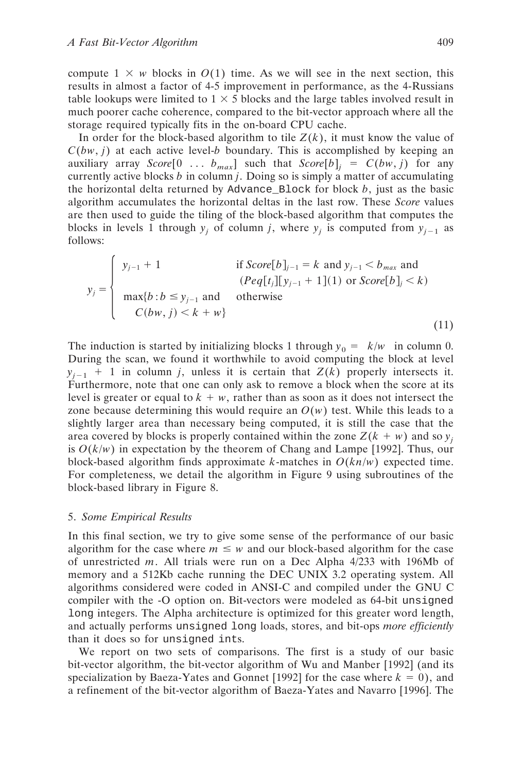compute $1 \times w$ blocks in $O(1)$ time. As we will see in the next section, this results in almost a factor of 4-5 improvement in performance, as the 4-Russians table lookups were limited to $1 \times 5$ blocks and the large tables involved result in much poorer cache coherence, compared to the bit-vector approach where all the storage required typically fits in the on-board CPU cache.

In order for the block-based algorithm to tile $Z(k)$, it must know the value of $C(bw, j)$ at each active level-$b$ boundary. This is accomplished by keeping an auxiliary array $Score[0 \ldots b_{max}]$ such that $Score[b]_j = C(bw, j)$ for any currently active blocks $b$ in column $j$. Doing so is simply a matter of accumulating the horizontal delta returned by `Advance_Block` for block $b$, just as the basic algorithm accumulates the horizontal deltas in the last row. These *Score* values are then used to guide the tiling of the block-based algorithm that computes the blocks in levels 1 through $y_j$ of column $j$, where $y_j$ is computed from $y_{j-1}$ as follows:

$$y_j = \begin{cases} y_{j-1} + 1 & \text{if } Score[b]_{j-1} = k \text{ and } y_{j-1} < b_{max} \text{ and} \\ & \quad (Peq[t_j][y_{j-1}+1](1) \text{ or } Score[b]_j < k) \\ \max\{b : b \le y_{j-1} \text{ and} & \text{otherwise} \\ \quad C(bw, j) < k + w\} & \end{cases} \tag{11}$$

The induction is started by initializing blocks 1 through $y_0 = \lceil k/w \rceil$ in column 0. During the scan, we found it worthwhile to avoid computing the block at level $y_{j-1} + 1$ in column $j$, unless it is certain that $Z(k)$ properly intersects it. Furthermore, note that one can only ask to remove a block when the score at its level is greater or equal to $k + w$, rather than as soon as it does not intersect the zone because determining this would require an $O(w)$ test. While this leads to a slightly larger area than necessary being computed, it is still the case that the area covered by blocks is properly contained within the zone $Z(k + w)$ and so $y_j$ is $O(k/w)$ in expectation by the theorem of Chang and Lampe [1992]. Thus, our block-based algorithm finds approximate $k$-matches in $O(kn/w)$ expected time. For completeness, we detail the algorithm in Figure 9 using subroutines of the block-based library in Figure 8.

## 5. *Some Empirical Results*

In this final section, we try to give some sense of the performance of our basic algorithm for the case where $m \le w$ and our block-based algorithm for the case of unrestricted $m$. All trials were run on a Dec Alpha 4/233 with 196Mb of memory and a 512Kb cache running the DEC UNIX 3.2 operating system. All algorithms considered were coded in ANSI-C and compiled under the GNU C compiler with the -O option on. Bit-vectors were modeled as 64-bit `unsigned long` integers. The Alpha architecture is optimized for this greater word length, and actually performs `unsigned long` loads, stores, and bit-ops *more efficiently* than it does so for `unsigned int`s.

We report on two sets of comparisons. The first is a study of our basic bit-vector algorithm, the bit-vector algorithm of Wu and Manber [1992] (and its specialization by Baeza-Yates and Gonnet [1992] for the case where $k = 0$), and a refinement of the bit-vector algorithm of Baeza-Yates and Navarro [1996]. The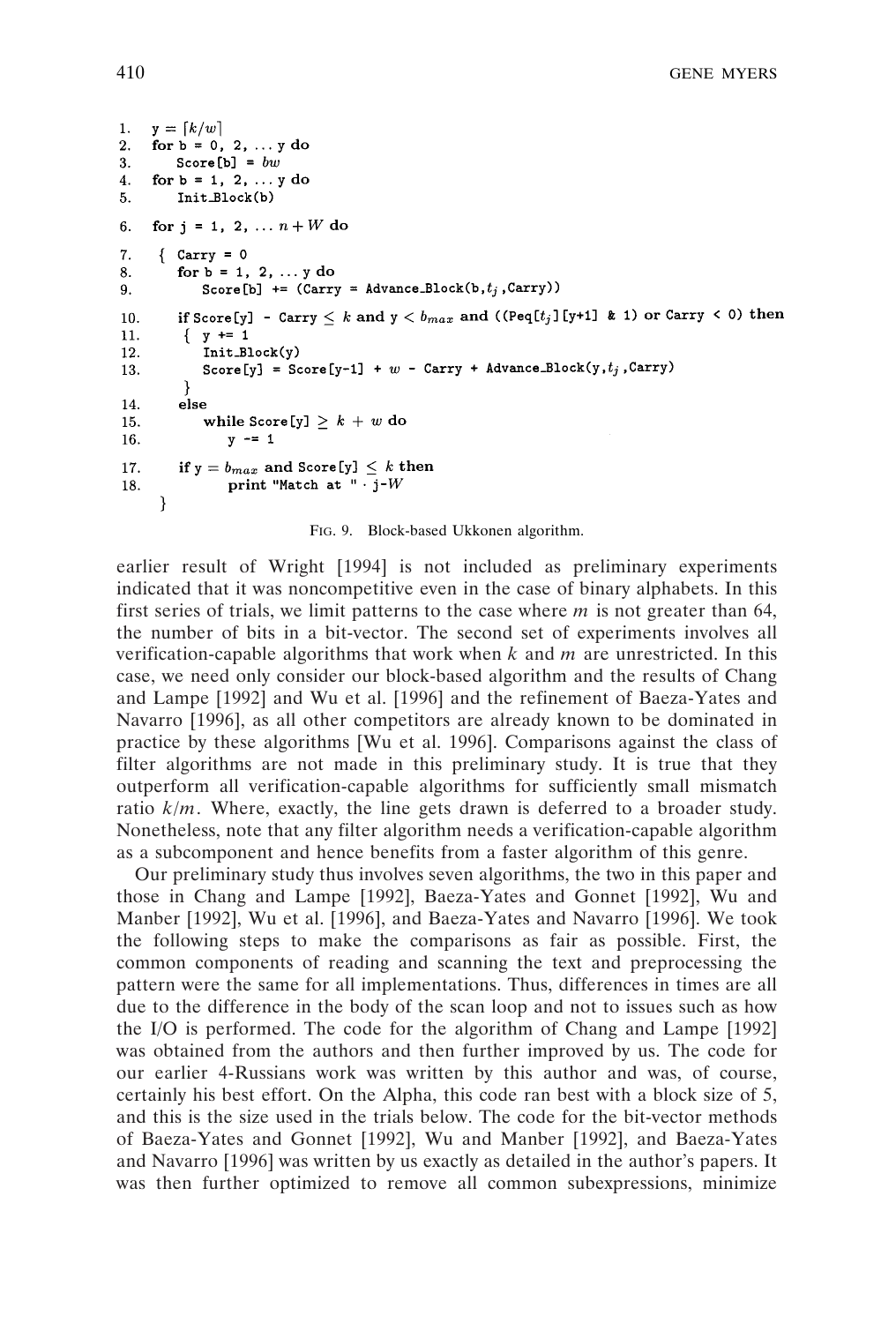```
1.   y = ⌈k/w⌉
2.   for b = 0, 2, ... y do
3.      Score[b] = bw
4.   for b = 1, 2, ... y do
5.      Init_Block(b)
6.   for j = 1, 2, ... n + W do
7.   {  Carry = 0
8.      for b = 1, 2, ... y do
9.         Score[b] += (Carry = Advance_Block(b,t_j,Carry))
10.     if Score[y] - Carry ≤ k and y < b_max and ((Peq[t_j][y+1] & 1) or Carry < 0) then
11.      {  y += 1
12.         Init_Block(y)
13.         Score[y] = Score[y-1] + w - Carry + Advance_Block(y,t_j,Carry)
         }
14.     else
15.        while Score[y] ≥ k + w do
16.           y -= 1
17.     if y = b_max and Score[y] ≤ k then
18.           print "Match at " · j-W
     }
```

FIG. 9. Block-based Ukkonen algorithm.

earlier result of Wright [1994] is not included as preliminary experiments indicated that it was noncompetitive even in the case of binary alphabets. In this first series of trials, we limit patterns to the case where $m$ is not greater than 64, the number of bits in a bit-vector. The second set of experiments involves all verification-capable algorithms that work when $k$ and $m$ are unrestricted. In this case, we need only consider our block-based algorithm and the results of Chang and Lampe [1992] and Wu et al. [1996] and the refinement of Baeza-Yates and Navarro [1996], as all other competitors are already known to be dominated in practice by these algorithms [Wu et al. 1996]. Comparisons against the class of filter algorithms are not made in this preliminary study. It is true that they outperform all verification-capable algorithms for sufficiently small mismatch ratio $k/m$. Where, exactly, the line gets drawn is deferred to a broader study. Nonetheless, note that any filter algorithm needs a verification-capable algorithm as a subcomponent and hence benefits from a faster algorithm of this genre.

Our preliminary study thus involves seven algorithms, the two in this paper and those in Chang and Lampe [1992], Baeza-Yates and Gonnet [1992], Wu and Manber [1992], Wu et al. [1996], and Baeza-Yates and Navarro [1996]. We took the following steps to make the comparisons as fair as possible. First, the common components of reading and scanning the text and preprocessing the pattern were the same for all implementations. Thus, differences in times are all due to the difference in the body of the scan loop and not to issues such as how the I/O is performed. The code for the algorithm of Chang and Lampe [1992] was obtained from the authors and then further improved by us. The code for our earlier 4-Russians work was written by this author and was, of course, certainly his best effort. On the Alpha, this code ran best with a block size of 5, and this is the size used in the trials below. The code for the bit-vector methods of Baeza-Yates and Gonnet [1992], Wu and Manber [1992], and Baeza-Yates and Navarro [1996] was written by us exactly as detailed in the author's papers. It was then further optimized to remove all common subexpressions, minimize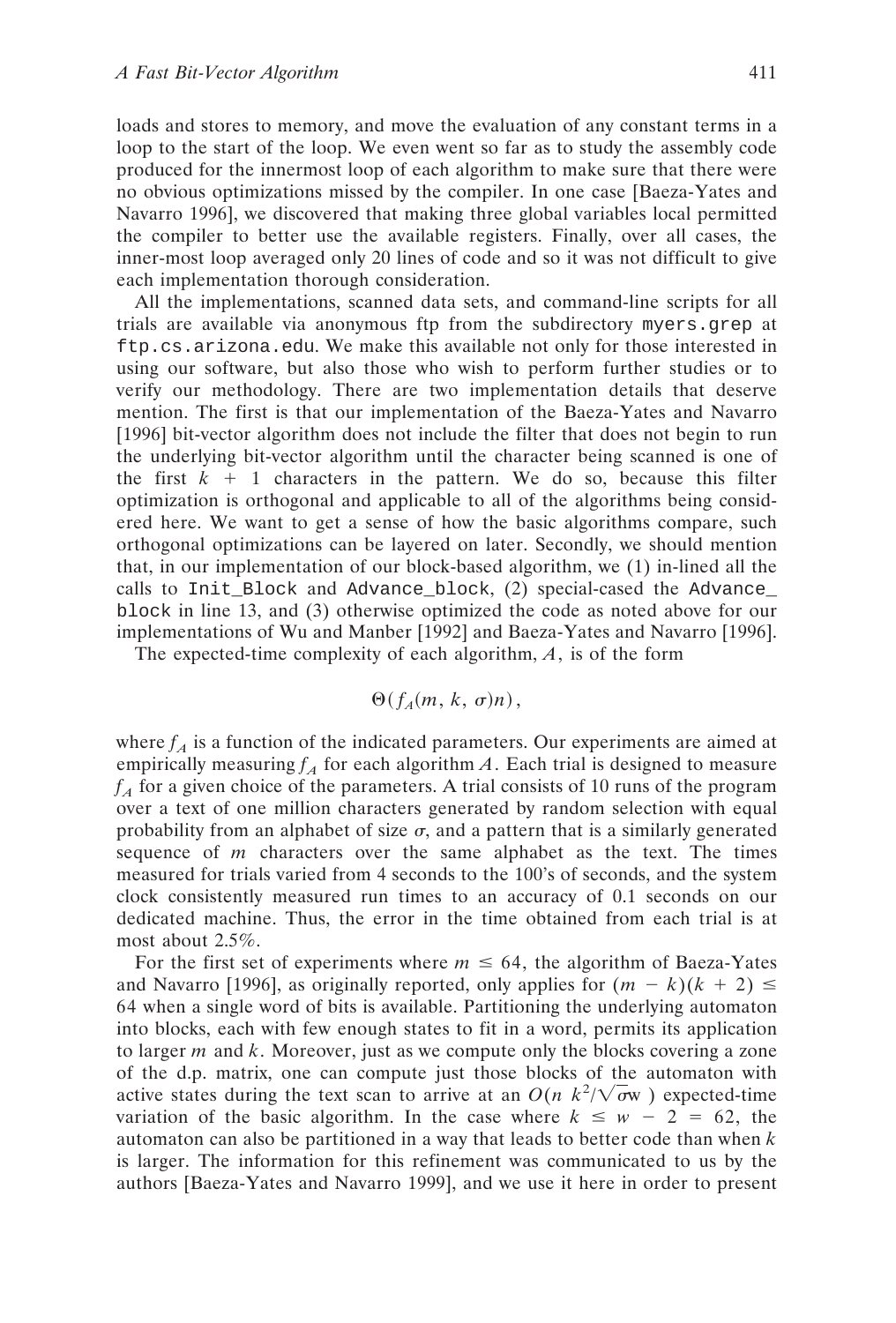loads and stores to memory, and move the evaluation of any constant terms in a loop to the start of the loop. We even went so far as to study the assembly code produced for the innermost loop of each algorithm to make sure that there were no obvious optimizations missed by the compiler. In one case [Baeza-Yates and Navarro 1996], we discovered that making three global variables local permitted the compiler to better use the available registers. Finally, over all cases, the inner-most loop averaged only 20 lines of code and so it was not difficult to give each implementation thorough consideration.

All the implementations, scanned data sets, and command-line scripts for all trials are available via anonymous ftp from the subdirectory `myers.grep` at `ftp.cs.arizona.edu`. We make this available not only for those interested in using our software, but also those who wish to perform further studies or to verify our methodology. There are two implementation details that deserve mention. The first is that our implementation of the Baeza-Yates and Navarro [1996] bit-vector algorithm does not include the filter that does not begin to run the underlying bit-vector algorithm until the character being scanned is one of the first $k + 1$ characters in the pattern. We do so, because this filter optimization is orthogonal and applicable to all of the algorithms being considered here. We want to get a sense of how the basic algorithms compare, such orthogonal optimizations can be layered on later. Secondly, we should mention that, in our implementation of our block-based algorithm, we (1) in-lined all the calls to `Init_Block` and `Advance_block`, (2) special-cased the `Advance_block` in line 13, and (3) otherwise optimized the code as noted above for our implementations of Wu and Manber [1992] and Baeza-Yates and Navarro [1996].

The expected-time complexity of each algorithm, $A$, is of the form

$$\Theta(f_A(m, k, \sigma)n),$$

where $f_A$ is a function of the indicated parameters. Our experiments are aimed at empirically measuring $f_A$ for each algorithm $A$. Each trial is designed to measure $f_A$ for a given choice of the parameters. A trial consists of 10 runs of the program over a text of one million characters generated by random selection with equal probability from an alphabet of size $\sigma$, and a pattern that is a similarly generated sequence of $m$ characters over the same alphabet as the text. The times measured for trials varied from 4 seconds to the 100's of seconds, and the system clock consistently measured run times to an accuracy of 0.1 seconds on our dedicated machine. Thus, the error in the time obtained from each trial is at most about 2.5%.

For the first set of experiments where $m \leq 64$, the algorithm of Baeza-Yates and Navarro [1996], as originally reported, only applies for $(m - k)(k + 2) \leq 64$ when a single word of bits is available. Partitioning the underlying automaton into blocks, each with few enough states to fit in a word, permits its application to larger $m$ and $k$. Moreover, just as we compute only the blocks covering a zone of the d.p. matrix, one can compute just those blocks of the automaton with active states during the text scan to arrive at an $O(n\ k^2/\sqrt{\sigma}w)$ expected-time variation of the basic algorithm. In the case where $k \leq w - 2 = 62$, the automaton can also be partitioned in a way that leads to better code than when $k$ is larger. The information for this refinement was communicated to us by the authors [Baeza-Yates and Navarro 1999], and we use it here in order to present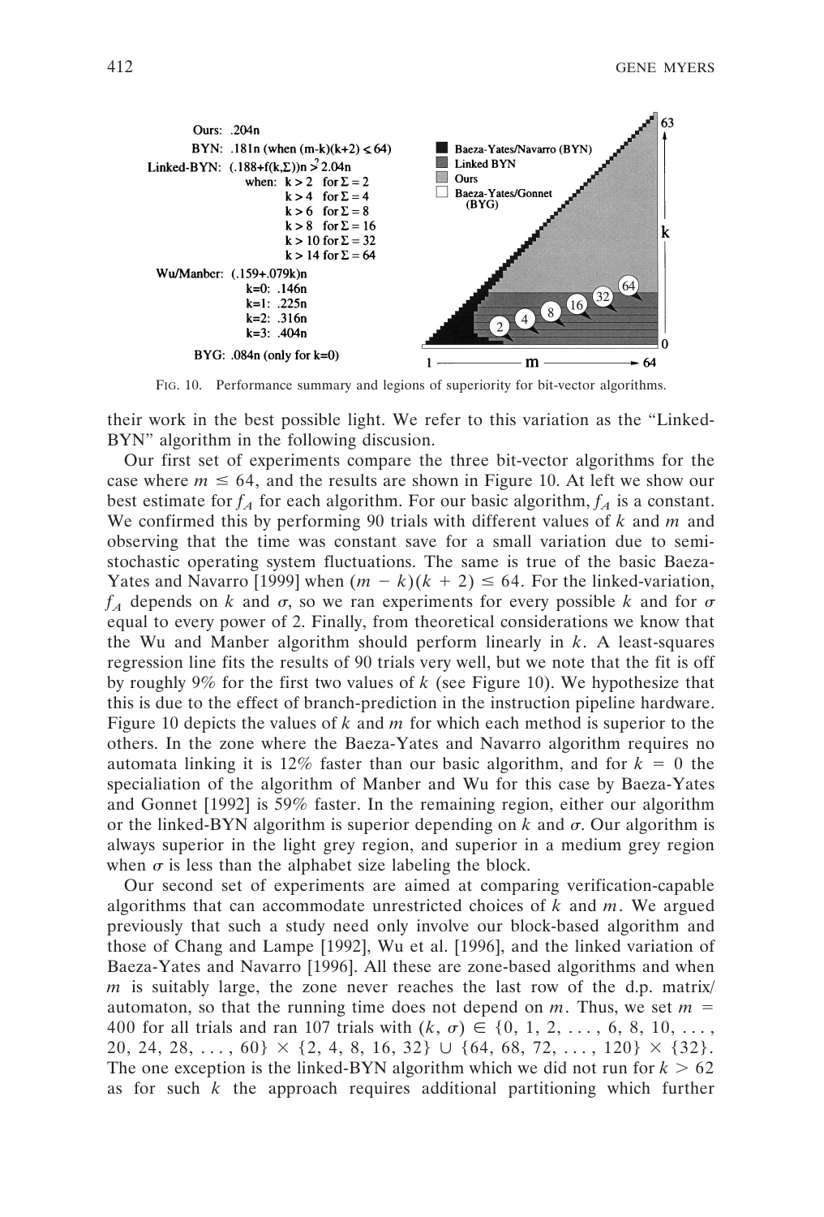Ours: .204n

BYN: .181n (when (m-k)(k+2) ≤ 64)

Linked-BYN: (.188+f(k,Σ))n >? 2.04n

when: k > 2 for Σ = 2
k > 4 for Σ = 4
k > 6 for Σ = 8
k > 8 for Σ = 16
k > 10 for Σ = 32
k > 14 for Σ = 64

Wu/Manber: (.159+.079k)n
k=0: .146n
k=1: .225n
k=2: .316n
k=3: .404n

BYG: .084n (only for k=0)

Baeza-Yates/Navarro (BYN)
Linked BYN
Ours
Baeza-Yates/Gonnet (BYG)

FIG. 10. Performance summary and legions of superiority for bit-vector algorithms.

their work in the best possible light. We refer to this variation as the "Linked-BYN" algorithm in the following discusion.

Our first set of experiments compare the three bit-vector algorithms for the case where $m \leq 64$, and the results are shown in Figure 10. At left we show our best estimate for $f_A$ for each algorithm. For our basic algorithm, $f_A$ is a constant. We confirmed this by performing 90 trials with different values of $k$ and $m$ and observing that the time was constant save for a small variation due to semi-stochastic operating system fluctuations. The same is true of the basic Baeza-Yates and Navarro [1999] when $(m - k)(k + 2) \leq 64$. For the linked-variation, $f_A$ depends on $k$ and $\sigma$, so we ran experiments for every possible $k$ and for $\sigma$ equal to every power of 2. Finally, from theoretical considerations we know that the Wu and Manber algorithm should perform linearly in $k$. A least-squares regression line fits the results of 90 trials very well, but we note that the fit is off by roughly 9% for the first two values of $k$ (see Figure 10). We hypothesize that this is due to the effect of branch-prediction in the instruction pipeline hardware. Figure 10 depicts the values of $k$ and $m$ for which each method is superior to the others. In the zone where the Baeza-Yates and Navarro algorithm requires no automata linking it is 12% faster than our basic algorithm, and for $k = 0$ the specialiation of the algorithm of Manber and Wu for this case by Baeza-Yates and Gonnet [1992] is 59% faster. In the remaining region, either our algorithm or the linked-BYN algorithm is superior depending on $k$ and $\sigma$. Our algorithm is always superior in the light grey region, and superior in a medium grey region when $\sigma$ is less than the alphabet size labeling the block.

Our second set of experiments are aimed at comparing verification-capable algorithms that can accommodate unrestricted choices of $k$ and $m$. We argued previously that such a study need only involve our block-based algorithm and those of Chang and Lampe [1992], Wu et al. [1996], and the linked variation of Baeza-Yates and Navarro [1996]. All these are zone-based algorithms and when $m$ is suitably large, the zone never reaches the last row of the d.p. matrix/automaton, so that the running time does not depend on $m$. Thus, we set $m = 400$ for all trials and ran 107 trials with $(k, \sigma) \in \{0, 1, 2, \ldots, 6, 8, 10, \ldots, 20, 24, 28, \ldots, 60\} \times \{2, 4, 8, 16, 32\} \cup \{64, 68, 72, \ldots, 120\} \times \{32\}$. The one exception is the linked-BYN algorithm which we did not run for $k > 62$ as for such $k$ the approach requires additional partitioning which further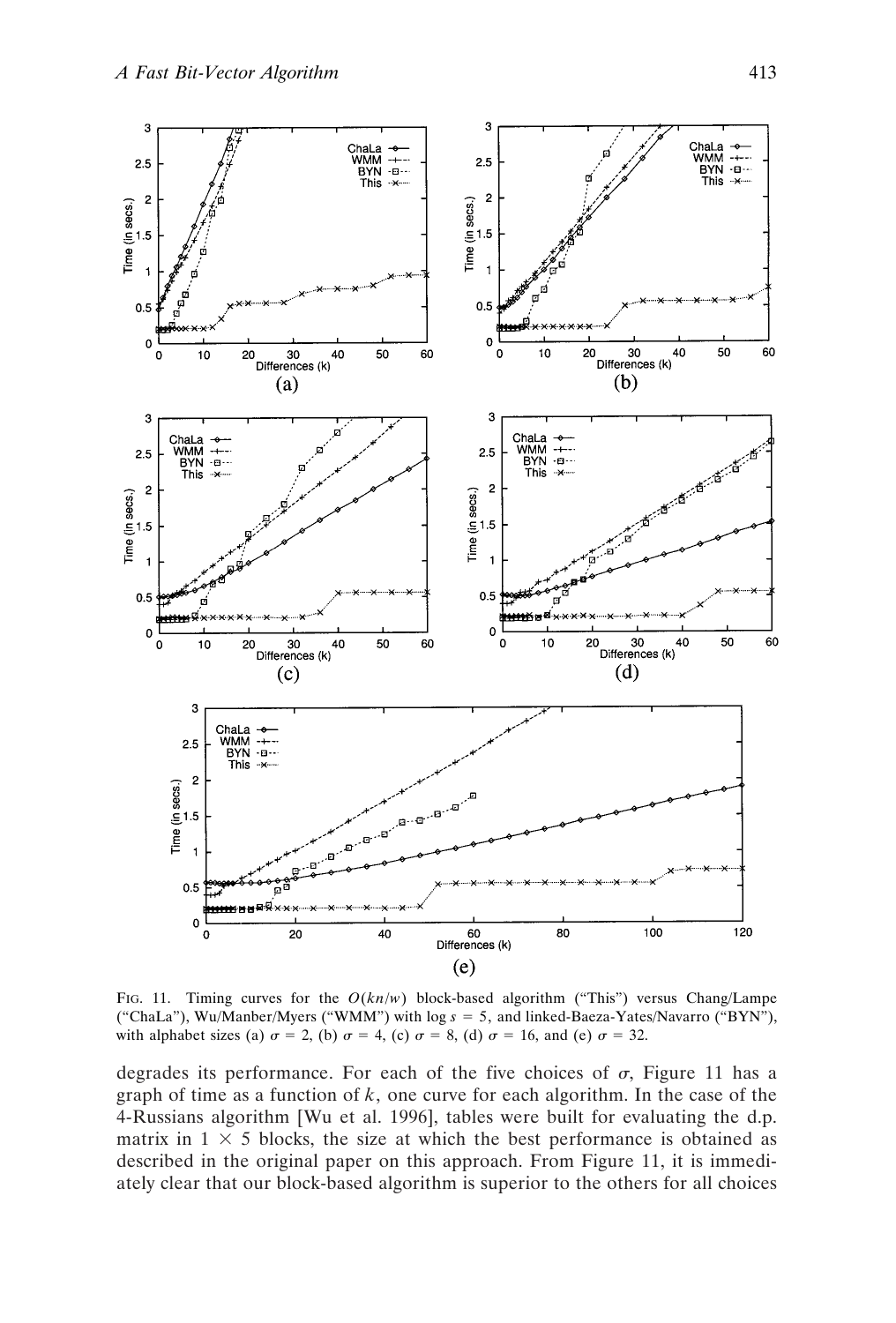FIG. 11. Timing curves for the $O(kn/w)$ block-based algorithm ("This") versus Chang/Lampe ("ChaLa"), Wu/Manber/Myers ("WMM") with $\log s = 5$, and linked-Baeza-Yates/Navarro ("BYN"), with alphabet sizes (a) $\sigma = 2$, (b) $\sigma = 4$, (c) $\sigma = 8$, (d) $\sigma = 16$, and (e) $\sigma = 32$.

degrades its performance. For each of the five choices of $\sigma$, Figure 11 has a graph of time as a function of $k$, one curve for each algorithm. In the case of the 4-Russians algorithm [Wu et al. 1996], tables were built for evaluating the d.p. matrix in $1 \times 5$ blocks, the size at which the best performance is obtained as described in the original paper on this approach. From Figure 11, it is immediately clear that our block-based algorithm is superior to the others for all choices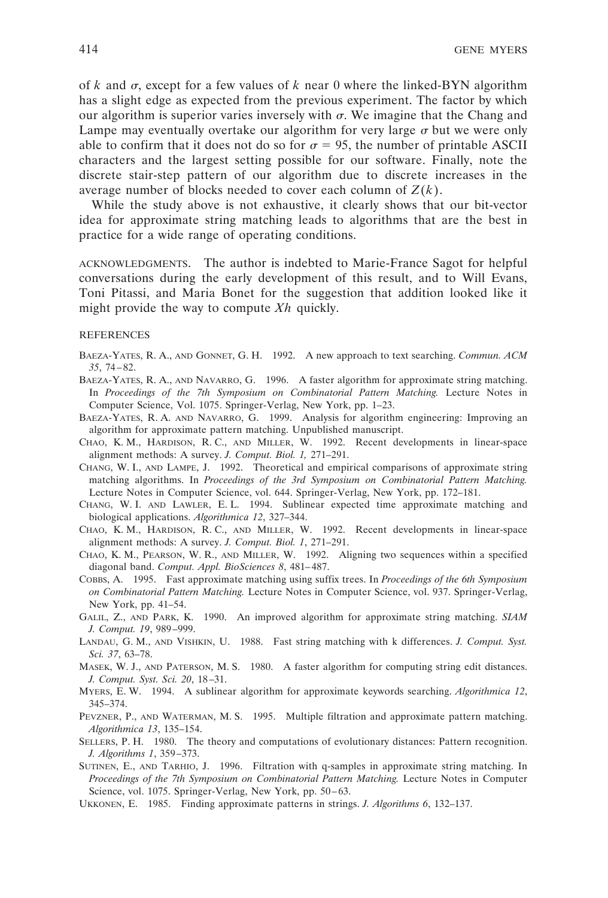of $k$ and $\sigma$, except for a few values of $k$ near 0 where the linked-BYN algorithm has a slight edge as expected from the previous experiment. The factor by which our algorithm is superior varies inversely with $\sigma$. We imagine that the Chang and Lampe may eventually overtake our algorithm for very large $\sigma$ but we were only able to confirm that it does not do so for $\sigma = 95$, the number of printable ASCII characters and the largest setting possible for our software. Finally, note the discrete stair-step pattern of our algorithm due to discrete increases in the average number of blocks needed to cover each column of $Z(k)$.

While the study above is not exhaustive, it clearly shows that our bit-vector idea for approximate string matching leads to algorithms that are the best in practice for a wide range of operating conditions.

ACKNOWLEDGMENTS. The author is indebted to Marie-France Sagot for helpful conversations during the early development of this result, and to Will Evans, Toni Pitassi, and Maria Bonet for the suggestion that addition looked like it might provide the way to compute $Xh$ quickly.

## REFERENCES

BAEZA-YATES, R. A., AND GONNET, G. H. 1992. A new approach to text searching. *Commun. ACM 35*, 74–82.

BAEZA-YATES, R. A., AND NAVARRO, G. 1996. A faster algorithm for approximate string matching. In *Proceedings of the 7th Symposium on Combinatorial Pattern Matching.* Lecture Notes in Computer Science, Vol. 1075. Springer-Verlag, New York, pp. 1–23.

BAEZA-YATES, R. A. AND NAVARRO, G. 1999. Analysis for algorithm engineering: Improving an algorithm for approximate pattern matching. Unpublished manuscript.

CHAO, K. M., HARDISON, R. C., AND MILLER, W. 1992. Recent developments in linear-space alignment methods: A survey. *J. Comput. Biol. 1,* 271–291.

CHANG, W. I., AND LAMPE, J. 1992. Theoretical and empirical comparisons of approximate string matching algorithms. In *Proceedings of the 3rd Symposium on Combinatorial Pattern Matching.* Lecture Notes in Computer Science, vol. 644. Springer-Verlag, New York, pp. 172–181.

CHANG, W. I. AND LAWLER, E. L. 1994. Sublinear expected time approximate matching and biological applications. *Algorithmica 12*, 327–344.

CHAO, K. M., HARDISON, R. C., AND MILLER, W. 1992. Recent developments in linear-space alignment methods: A survey. *J. Comput. Biol. 1*, 271–291.

CHAO, K. M., PEARSON, W. R., AND MILLER, W. 1992. Aligning two sequences within a specified diagonal band. *Comput. Appl. BioSciences 8*, 481–487.

COBBS, A. 1995. Fast approximate matching using suffix trees. In *Proceedings of the 6th Symposium on Combinatorial Pattern Matching.* Lecture Notes in Computer Science, vol. 937. Springer-Verlag, New York, pp. 41–54.

GALIL, Z., AND PARK, K. 1990. An improved algorithm for approximate string matching. *SIAM J. Comput. 19*, 989–999.

LANDAU, G. M., AND VISHKIN, U. 1988. Fast string matching with k differences. *J. Comput. Syst. Sci. 37*, 63–78.

MASEK, W. J., AND PATERSON, M. S. 1980. A faster algorithm for computing string edit distances. *J. Comput. Syst. Sci. 20*, 18–31.

MYERS, E. W. 1994. A sublinear algorithm for approximate keywords searching. *Algorithmica 12*, 345–374.

PEVZNER, P., AND WATERMAN, M. S. 1995. Multiple filtration and approximate pattern matching. *Algorithmica 13*, 135–154.

SELLERS, P. H. 1980. The theory and computations of evolutionary distances: Pattern recognition. *J. Algorithms 1*, 359–373.

SUTINEN, E., AND TARHIO, J. 1996. Filtration with q-samples in approximate string matching. In *Proceedings of the 7th Symposium on Combinatorial Pattern Matching.* Lecture Notes in Computer Science, vol. 1075. Springer-Verlag, New York, pp. 50–63.

UKKONEN, E. 1985. Finding approximate patterns in strings. *J. Algorithms 6*, 132–137.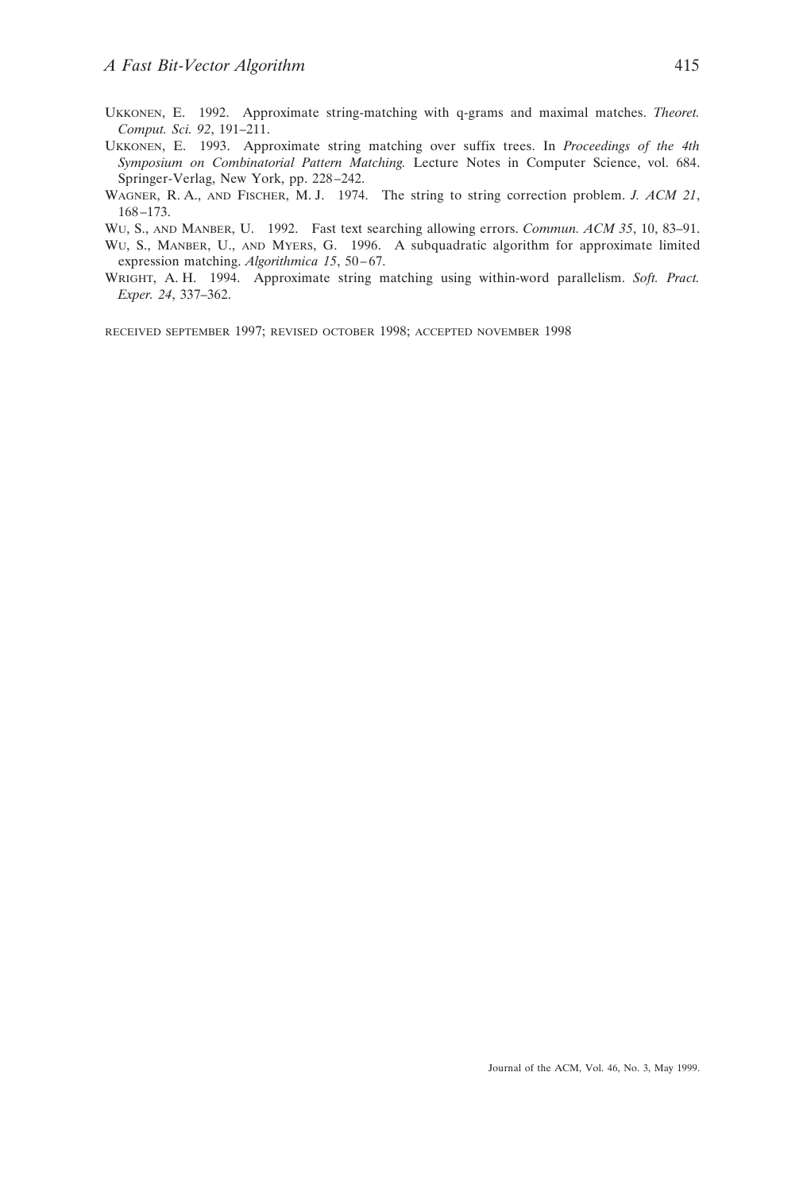UKKONEN, E. 1992. Approximate string-matching with q-grams and maximal matches. *Theoret. Comput. Sci. 92*, 191–211.

UKKONEN, E. 1993. Approximate string matching over suffix trees. In *Proceedings of the 4th Symposium on Combinatorial Pattern Matching*. Lecture Notes in Computer Science, vol. 684. Springer-Verlag, New York, pp. 228–242.

WAGNER, R. A., AND FISCHER, M. J. 1974. The string to string correction problem. *J. ACM 21*, 168–173.

WU, S., AND MANBER, U. 1992. Fast text searching allowing errors. *Commun. ACM 35*, 10, 83–91.

WU, S., MANBER, U., AND MYERS, G. 1996. A subquadratic algorithm for approximate limited expression matching. *Algorithmica 15*, 50–67.

WRIGHT, A. H. 1994. Approximate string matching using within-word parallelism. *Soft. Pract. Exper. 24*, 337–362.

RECEIVED SEPTEMBER 1997; REVISED OCTOBER 1998; ACCEPTED NOVEMBER 1998